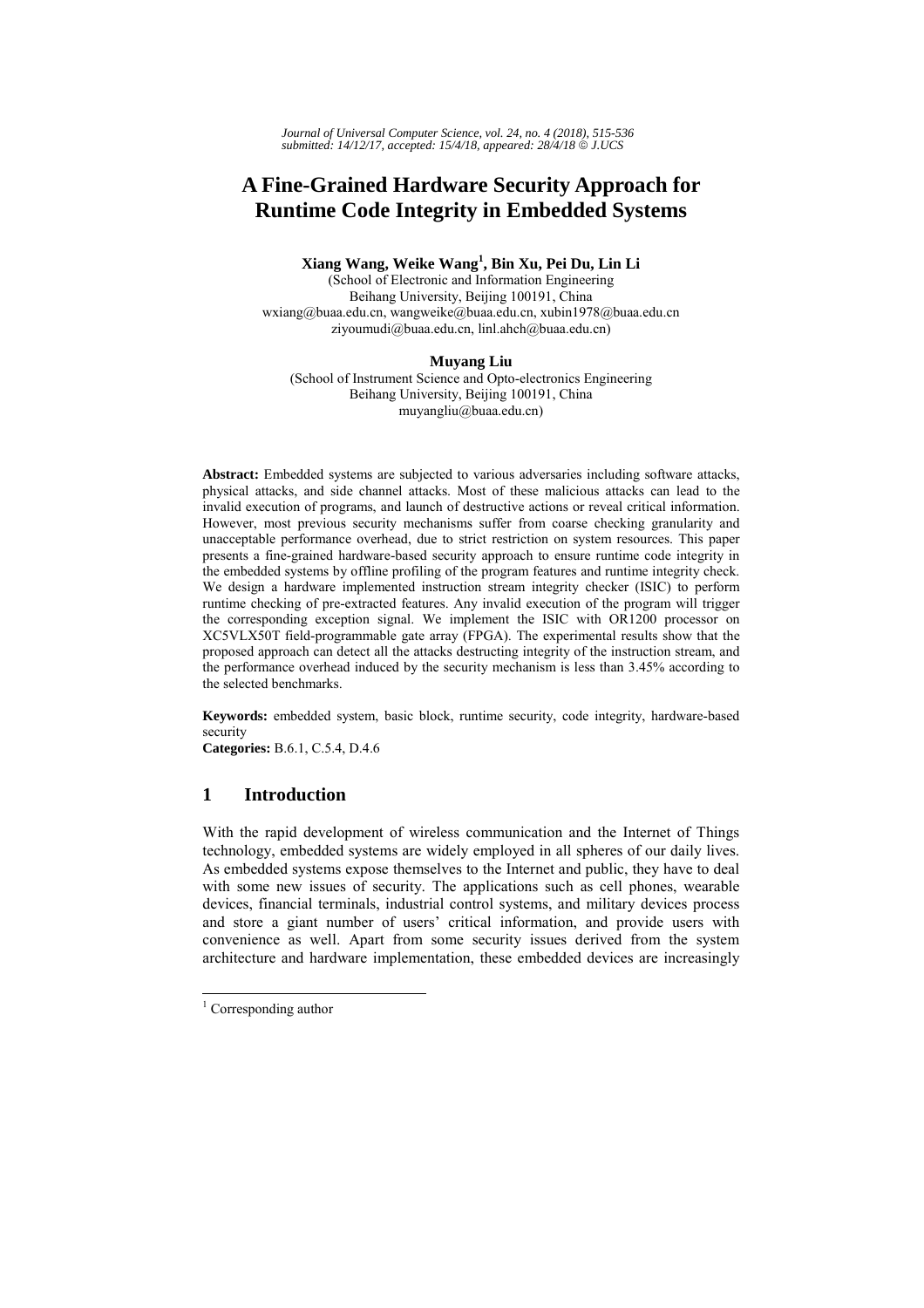# A Fine-Grained Hardware Security Approach for Runtime Code Integrity in Embedded Systems

**Xiang Wang, Weike Wang[1], Bin Xu, Pei Du, Lin Li**

(School of Electronic and Information Engineering
Beihang University, Beijing 100191, China
wxiang@buaa.edu.cn, wangweike@buaa.edu.cn, xubin1978@buaa.edu.cn
ziyoumudi@buaa.edu.cn, linl.ahch@buaa.edu.cn)

**Muyang Liu**

(School of Instrument Science and Opto-electronics Engineering
Beihang University, Beijing 100191, China
muyangliu@buaa.edu.cn)

**Abstract:** Embedded systems are subjected to various adversaries including software attacks, physical attacks, and side channel attacks. Most of these malicious attacks can lead to the invalid execution of programs, and launch of destructive actions or reveal critical information. However, most previous security mechanisms suffer from coarse checking granularity and unacceptable performance overhead, due to strict restriction on system resources. This paper presents a fine-grained hardware-based security approach to ensure runtime code integrity in the embedded systems by offline profiling of the program features and runtime integrity check. We design a hardware implemented instruction stream integrity checker (ISIC) to perform runtime checking of pre-extracted features. Any invalid execution of the program will trigger the corresponding exception signal. We implement the ISIC with OR1200 processor on XC5VLX50T field-programmable gate array (FPGA). The experimental results show that the proposed approach can detect all the attacks destructing integrity of the instruction stream, and the performance overhead induced by the security mechanism is less than 3.45% according to the selected benchmarks.

**Keywords:** embedded system, basic block, runtime security, code integrity, hardware-based security
**Categories:** B.6.1, C.5.4, D.4.6

## 1 Introduction

With the rapid development of wireless communication and the Internet of Things technology, embedded systems are widely employed in all spheres of our daily lives. As embedded systems expose themselves to the Internet and public, they have to deal with some new issues of security. The applications such as cell phones, wearable devices, financial terminals, industrial control systems, and military devices process and store a giant number of users' critical information, and provide users with convenience as well. Apart from some security issues derived from the system architecture and hardware implementation, these embedded devices are increasingly

[1] Corresponding author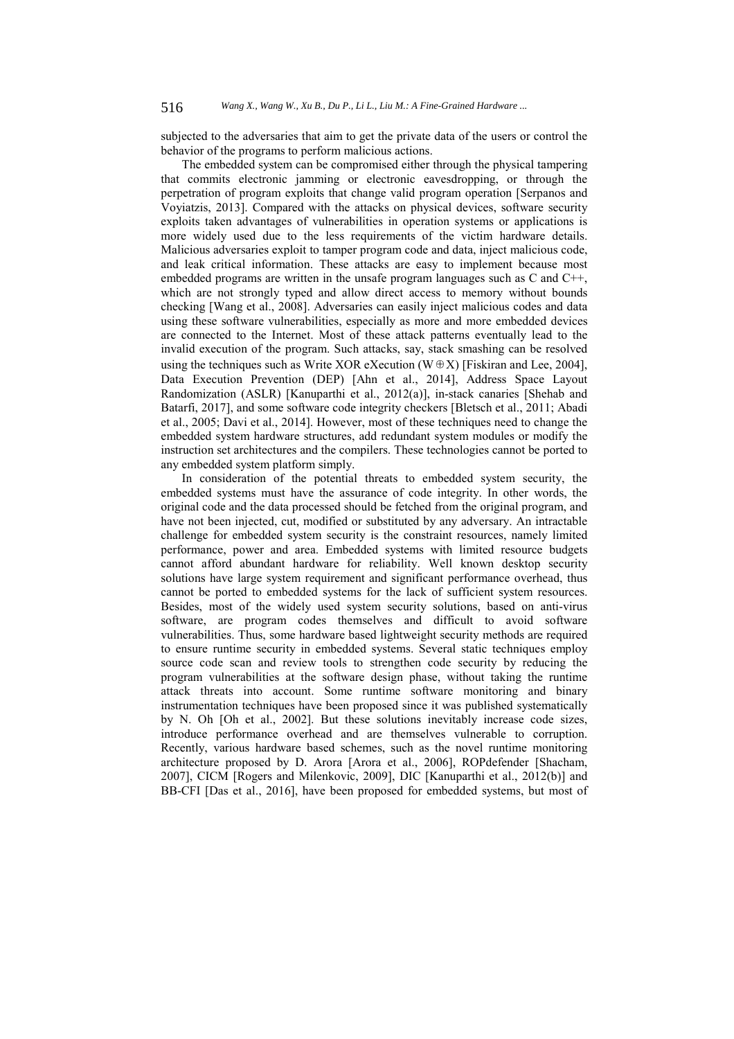subjected to the adversaries that aim to get the private data of the users or control the behavior of the programs to perform malicious actions.

The embedded system can be compromised either through the physical tampering that commits electronic jamming or electronic eavesdropping, or through the perpetration of program exploits that change valid program operation [Serpanos and Voyiatzis, 2013]. Compared with the attacks on physical devices, software security exploits taken advantages of vulnerabilities in operation systems or applications is more widely used due to the less requirements of the victim hardware details. Malicious adversaries exploit to tamper program code and data, inject malicious code, and leak critical information. These attacks are easy to implement because most embedded programs are written in the unsafe program languages such as C and C++, which are not strongly typed and allow direct access to memory without bounds checking [Wang et al., 2008]. Adversaries can easily inject malicious codes and data using these software vulnerabilities, especially as more and more embedded devices are connected to the Internet. Most of these attack patterns eventually lead to the invalid execution of the program. Such attacks, say, stack smashing can be resolved using the techniques such as Write XOR eXecution ($W \oplus X$) [Fiskiran and Lee, 2004], Data Execution Prevention (DEP) [Ahn et al., 2014], Address Space Layout Randomization (ASLR) [Kanuparthi et al., 2012(a)], in-stack canaries [Shehab and Batarfi, 2017], and some software code integrity checkers [Bletsch et al., 2011; Abadi et al., 2005; Davi et al., 2014]. However, most of these techniques need to change the embedded system hardware structures, add redundant system modules or modify the instruction set architectures and the compilers. These technologies cannot be ported to any embedded system platform simply.

In consideration of the potential threats to embedded system security, the embedded systems must have the assurance of code integrity. In other words, the original code and the data processed should be fetched from the original program, and have not been injected, cut, modified or substituted by any adversary. An intractable challenge for embedded system security is the constraint resources, namely limited performance, power and area. Embedded systems with limited resource budgets cannot afford abundant hardware for reliability. Well known desktop security solutions have large system requirement and significant performance overhead, thus cannot be ported to embedded systems for the lack of sufficient system resources. Besides, most of the widely used system security solutions, based on anti-virus software, are program codes themselves and difficult to avoid software vulnerabilities. Thus, some hardware based lightweight security methods are required to ensure runtime security in embedded systems. Several static techniques employ source code scan and review tools to strengthen code security by reducing the program vulnerabilities at the software design phase, without taking the runtime attack threats into account. Some runtime software monitoring and binary instrumentation techniques have been proposed since it was published systematically by N. Oh [Oh et al., 2002]. But these solutions inevitably increase code sizes, introduce performance overhead and are themselves vulnerable to corruption. Recently, various hardware based schemes, such as the novel runtime monitoring architecture proposed by D. Arora [Arora et al., 2006], ROPdefender [Shacham, 2007], CICM [Rogers and Milenkovic, 2009], DIC [Kanuparthi et al., 2012(b)] and BB-CFI [Das et al., 2016], have been proposed for embedded systems, but most of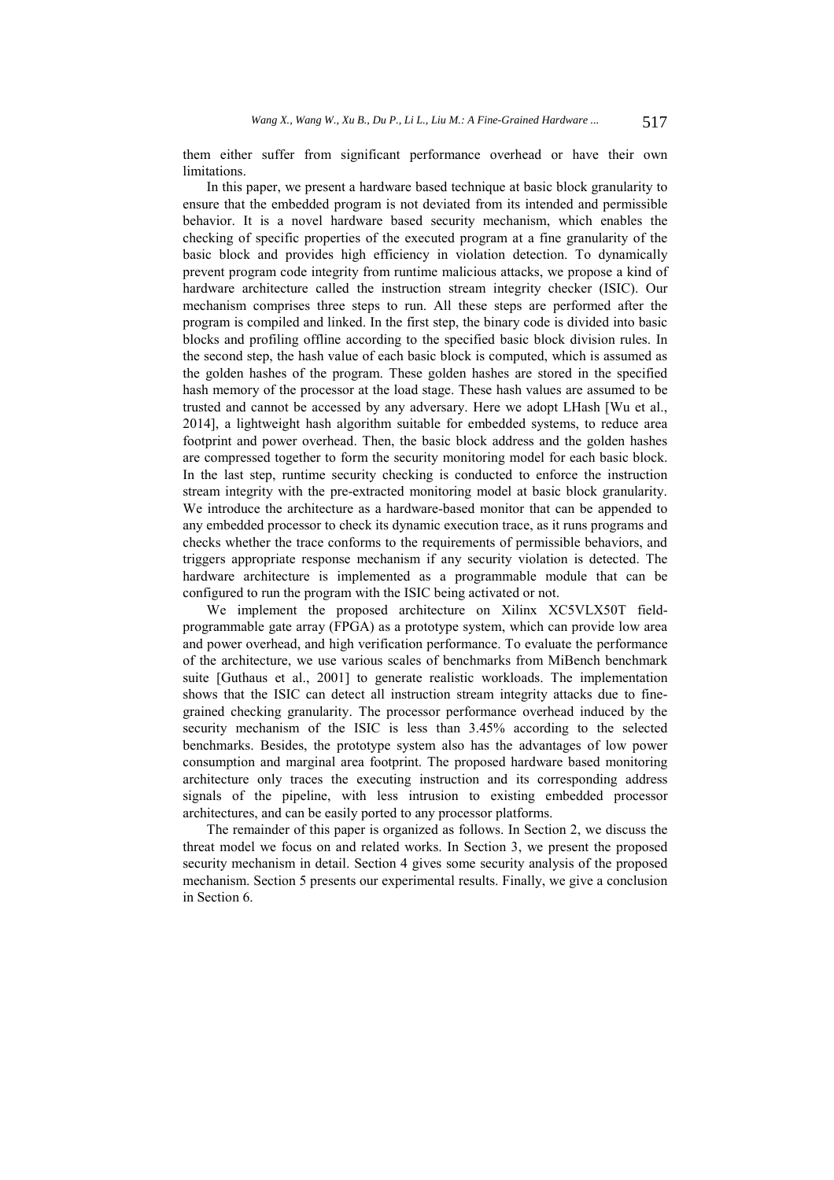them either suffer from significant performance overhead or have their own limitations.

In this paper, we present a hardware based technique at basic block granularity to ensure that the embedded program is not deviated from its intended and permissible behavior. It is a novel hardware based security mechanism, which enables the checking of specific properties of the executed program at a fine granularity of the basic block and provides high efficiency in violation detection. To dynamically prevent program code integrity from runtime malicious attacks, we propose a kind of hardware architecture called the instruction stream integrity checker (ISIC). Our mechanism comprises three steps to run. All these steps are performed after the program is compiled and linked. In the first step, the binary code is divided into basic blocks and profiling offline according to the specified basic block division rules. In the second step, the hash value of each basic block is computed, which is assumed as the golden hashes of the program. These golden hashes are stored in the specified hash memory of the processor at the load stage. These hash values are assumed to be trusted and cannot be accessed by any adversary. Here we adopt LHash [Wu et al., 2014], a lightweight hash algorithm suitable for embedded systems, to reduce area footprint and power overhead. Then, the basic block address and the golden hashes are compressed together to form the security monitoring model for each basic block. In the last step, runtime security checking is conducted to enforce the instruction stream integrity with the pre-extracted monitoring model at basic block granularity. We introduce the architecture as a hardware-based monitor that can be appended to any embedded processor to check its dynamic execution trace, as it runs programs and checks whether the trace conforms to the requirements of permissible behaviors, and triggers appropriate response mechanism if any security violation is detected. The hardware architecture is implemented as a programmable module that can be configured to run the program with the ISIC being activated or not.

We implement the proposed architecture on Xilinx XC5VLX50T field-programmable gate array (FPGA) as a prototype system, which can provide low area and power overhead, and high verification performance. To evaluate the performance of the architecture, we use various scales of benchmarks from MiBench benchmark suite [Guthaus et al., 2001] to generate realistic workloads. The implementation shows that the ISIC can detect all instruction stream integrity attacks due to fine-grained checking granularity. The processor performance overhead induced by the security mechanism of the ISIC is less than 3.45% according to the selected benchmarks. Besides, the prototype system also has the advantages of low power consumption and marginal area footprint. The proposed hardware based monitoring architecture only traces the executing instruction and its corresponding address signals of the pipeline, with less intrusion to existing embedded processor architectures, and can be easily ported to any processor platforms.

The remainder of this paper is organized as follows. In Section 2, we discuss the threat model we focus on and related works. In Section 3, we present the proposed security mechanism in detail. Section 4 gives some security analysis of the proposed mechanism. Section 5 presents our experimental results. Finally, we give a conclusion in Section 6.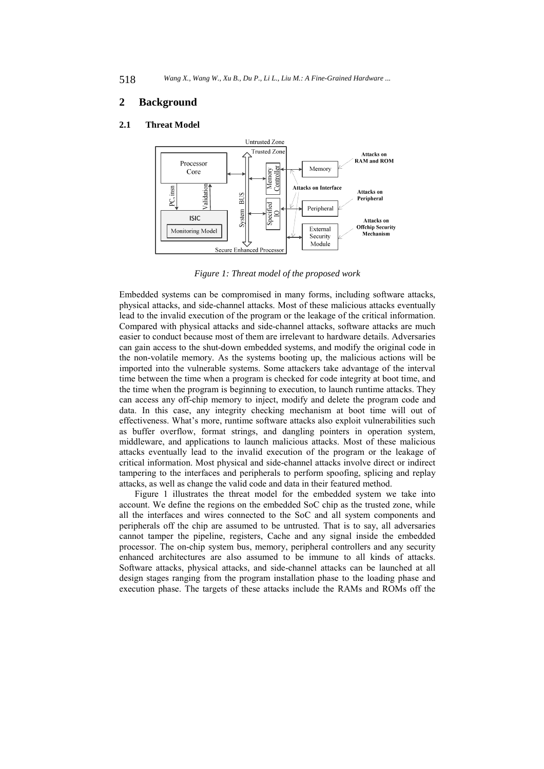## 2 Background

### 2.1 Threat Model

*Figure 1: Threat model of the proposed work*

Embedded systems can be compromised in many forms, including software attacks, physical attacks, and side-channel attacks. Most of these malicious attacks eventually lead to the invalid execution of the program or the leakage of the critical information. Compared with physical attacks and side-channel attacks, software attacks are much easier to conduct because most of them are irrelevant to hardware details. Adversaries can gain access to the shut-down embedded systems, and modify the original code in the non-volatile memory. As the systems booting up, the malicious actions will be imported into the vulnerable systems. Some attackers take advantage of the interval time between the time when a program is checked for code integrity at boot time, and the time when the program is beginning to execution, to launch runtime attacks. They can access any off-chip memory to inject, modify and delete the program code and data. In this case, any integrity checking mechanism at boot time will out of effectiveness. What's more, runtime software attacks also exploit vulnerabilities such as buffer overflow, format strings, and dangling pointers in operation system, middleware, and applications to launch malicious attacks. Most of these malicious attacks eventually lead to the invalid execution of the program or the leakage of critical information. Most physical and side-channel attacks involve direct or indirect tampering to the interfaces and peripherals to perform spoofing, splicing and replay attacks, as well as change the valid code and data in their featured method.

Figure 1 illustrates the threat model for the embedded system we take into account. We define the regions on the embedded SoC chip as the trusted zone, while all the interfaces and wires connected to the SoC and all system components and peripherals off the chip are assumed to be untrusted. That is to say, all adversaries cannot tamper the pipeline, registers, Cache and any signal inside the embedded processor. The on-chip system bus, memory, peripheral controllers and any security enhanced architectures are also assumed to be immune to all kinds of attacks. Software attacks, physical attacks, and side-channel attacks can be launched at all design stages ranging from the program installation phase to the loading phase and execution phase. The targets of these attacks include the RAMs and ROMs off the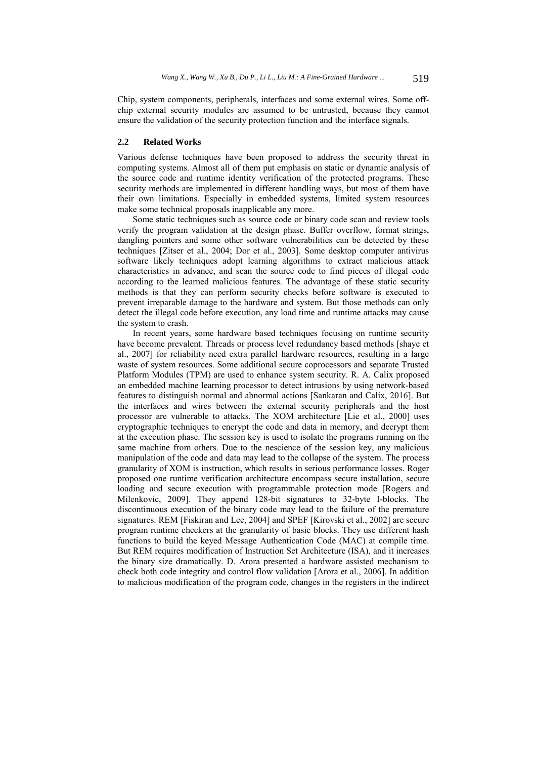Chip, system components, peripherals, interfaces and some external wires. Some off-chip external security modules are assumed to be untrusted, because they cannot ensure the validation of the security protection function and the interface signals.

### 2.2 Related Works

Various defense techniques have been proposed to address the security threat in computing systems. Almost all of them put emphasis on static or dynamic analysis of the source code and runtime identity verification of the protected programs. These security methods are implemented in different handling ways, but most of them have their own limitations. Especially in embedded systems, limited system resources make some technical proposals inapplicable any more.

Some static techniques such as source code or binary code scan and review tools verify the program validation at the design phase. Buffer overflow, format strings, dangling pointers and some other software vulnerabilities can be detected by these techniques [Zitser et al., 2004; Dor et al., 2003]. Some desktop computer antivirus software likely techniques adopt learning algorithms to extract malicious attack characteristics in advance, and scan the source code to find pieces of illegal code according to the learned malicious features. The advantage of these static security methods is that they can perform security checks before software is executed to prevent irreparable damage to the hardware and system. But those methods can only detect the illegal code before execution, any load time and runtime attacks may cause the system to crash.

In recent years, some hardware based techniques focusing on runtime security have become prevalent. Threads or process level redundancy based methods [shaye et al., 2007] for reliability need extra parallel hardware resources, resulting in a large waste of system resources. Some additional secure coprocessors and separate Trusted Platform Modules (TPM) are used to enhance system security. R. A. Calix proposed an embedded machine learning processor to detect intrusions by using network-based features to distinguish normal and abnormal actions [Sankaran and Calix, 2016]. But the interfaces and wires between the external security peripherals and the host processor are vulnerable to attacks. The XOM architecture [Lie et al., 2000] uses cryptographic techniques to encrypt the code and data in memory, and decrypt them at the execution phase. The session key is used to isolate the programs running on the same machine from others. Due to the nescience of the session key, any malicious manipulation of the code and data may lead to the collapse of the system. The process granularity of XOM is instruction, which results in serious performance losses. Roger proposed one runtime verification architecture encompass secure installation, secure loading and secure execution with programmable protection mode [Rogers and Milenkovic, 2009]. They append 128-bit signatures to 32-byte I-blocks. The discontinuous execution of the binary code may lead to the failure of the premature signatures. REM [Fiskiran and Lee, 2004] and SPEF [Kirovski et al., 2002] are secure program runtime checkers at the granularity of basic blocks. They use different hash functions to build the keyed Message Authentication Code (MAC) at compile time. But REM requires modification of Instruction Set Architecture (ISA), and it increases the binary size dramatically. D. Arora presented a hardware assisted mechanism to check both code integrity and control flow validation [Arora et al., 2006]. In addition to malicious modification of the program code, changes in the registers in the indirect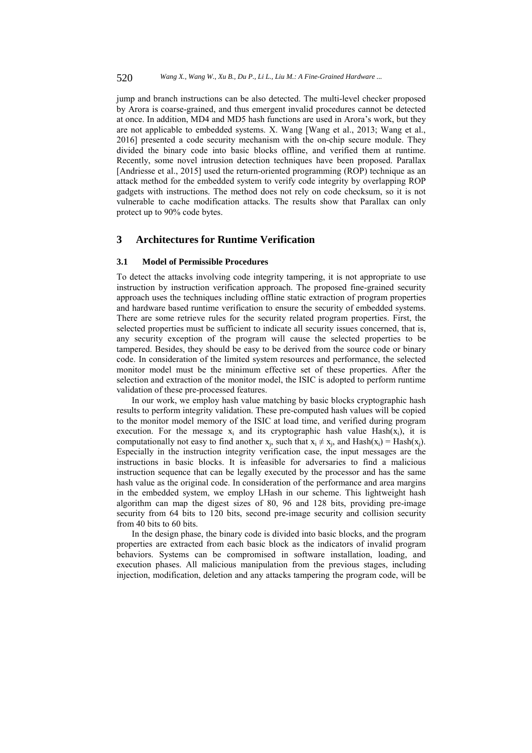jump and branch instructions can be also detected. The multi-level checker proposed by Arora is coarse-grained, and thus emergent invalid procedures cannot be detected at once. In addition, MD4 and MD5 hash functions are used in Arora's work, but they are not applicable to embedded systems. X. Wang [Wang et al., 2013; Wang et al., 2016] presented a code security mechanism with the on-chip secure module. They divided the binary code into basic blocks offline, and verified them at runtime. Recently, some novel intrusion detection techniques have been proposed. Parallax [Andriesse et al., 2015] used the return-oriented programming (ROP) technique as an attack method for the embedded system to verify code integrity by overlapping ROP gadgets with instructions. The method does not rely on code checksum, so it is not vulnerable to cache modification attacks. The results show that Parallax can only protect up to 90% code bytes.

## 3 Architectures for Runtime Verification

### 3.1 Model of Permissible Procedures

To detect the attacks involving code integrity tampering, it is not appropriate to use instruction by instruction verification approach. The proposed fine-grained security approach uses the techniques including offline static extraction of program properties and hardware based runtime verification to ensure the security of embedded systems. There are some retrieve rules for the security related program properties. First, the selected properties must be sufficient to indicate all security issues concerned, that is, any security exception of the program will cause the selected properties to be tampered. Besides, they should be easy to be derived from the source code or binary code. In consideration of the limited system resources and performance, the selected monitor model must be the minimum effective set of these properties. After the selection and extraction of the monitor model, the ISIC is adopted to perform runtime validation of these pre-processed features.

In our work, we employ hash value matching by basic blocks cryptographic hash results to perform integrity validation. These pre-computed hash values will be copied to the monitor model memory of the ISIC at load time, and verified during program execution. For the message $x_i$ and its cryptographic hash value $\text{Hash}(x_i)$, it is computationally not easy to find another $x_j$, such that $x_i \neq x_j$, and $\text{Hash}(x_i) = \text{Hash}(x_j)$. Especially in the instruction integrity verification case, the input messages are the instructions in basic blocks. It is infeasible for adversaries to find a malicious instruction sequence that can be legally executed by the processor and has the same hash value as the original code. In consideration of the performance and area margins in the embedded system, we employ LHash in our scheme. This lightweight hash algorithm can map the digest sizes of 80, 96 and 128 bits, providing pre-image security from 64 bits to 120 bits, second pre-image security and collision security from 40 bits to 60 bits.

In the design phase, the binary code is divided into basic blocks, and the program properties are extracted from each basic block as the indicators of invalid program behaviors. Systems can be compromised in software installation, loading, and execution phases. All malicious manipulation from the previous stages, including injection, modification, deletion and any attacks tampering the program code, will be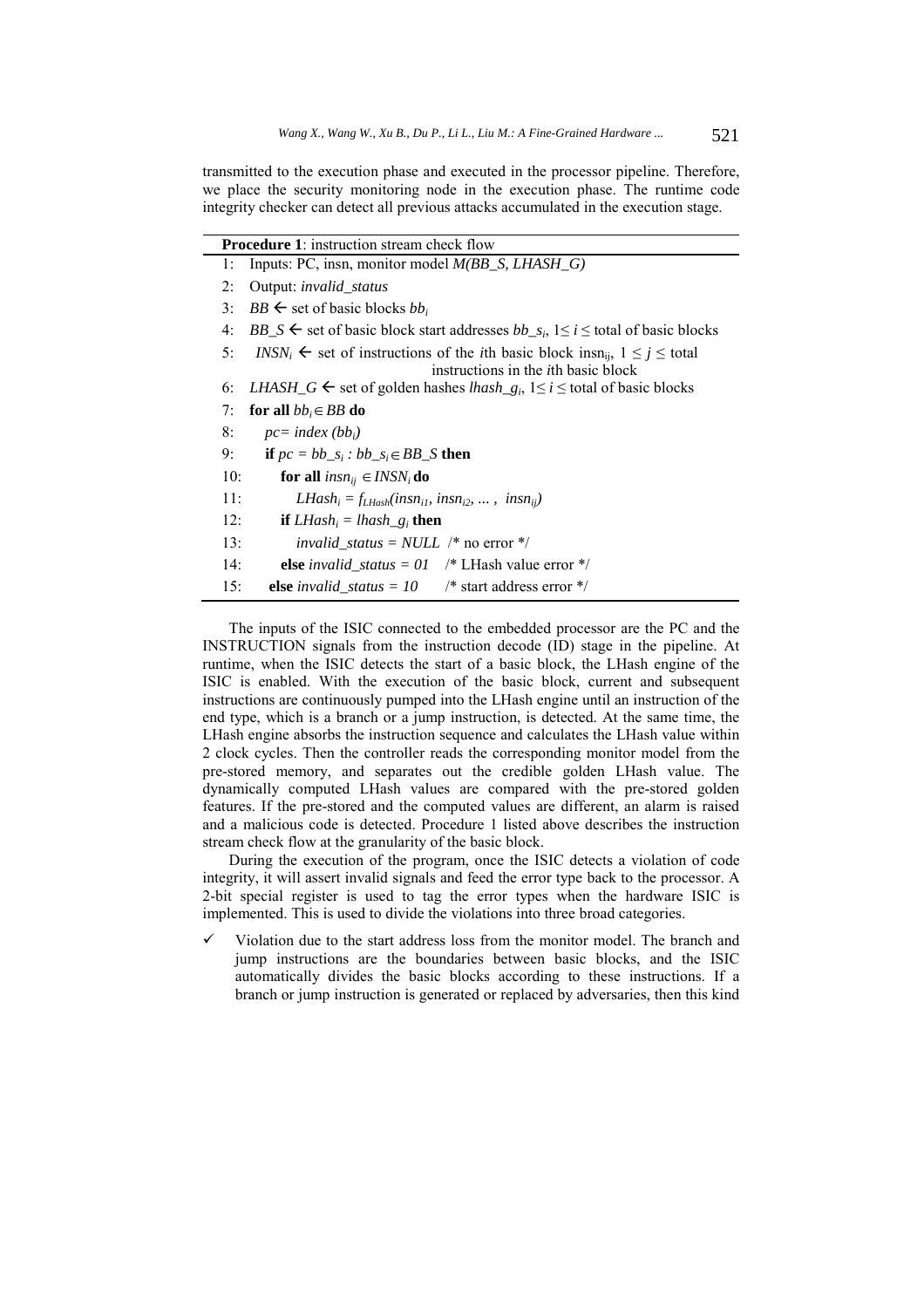transmitted to the execution phase and executed in the processor pipeline. Therefore, we place the security monitoring node in the execution phase. The runtime code integrity checker can detect all previous attacks accumulated in the execution stage.

**Procedure 1**: instruction stream check flow

```
1:  Inputs: PC, insn, monitor model M(BB_S, LHASH_G)
2:  Output: invalid_status
3:  BB ← set of basic blocks bb_i
4:  BB_S ← set of basic block start addresses bb_s_i, 1≤ i ≤ total of basic blocks
5:  INSN_i ← set of instructions of the ith basic block insn_ij, 1 ≤ j ≤ total
                                  instructions in the ith basic block
6:  LHASH_G ← set of golden hashes lhash_g_i, 1≤ i ≤ total of basic blocks
7:  for all bb_i ∈ BB do
8:     pc= index (bb_i)
9:     if pc = bb_s_i : bb_s_i ∈ BB_S then
10:       for all insn_ij ∈ INSN_i do
11:          LHash_i = f_LHash(insn_i1, insn_i2, ... , insn_ij)
12:       if LHash_i = lhash_g_i then
13:          invalid_status = NULL  /* no error */
14:       else invalid_status = 01    /* LHash value error */
15:    else invalid_status = 10      /* start address error */
```

The inputs of the ISIC connected to the embedded processor are the PC and the INSTRUCTION signals from the instruction decode (ID) stage in the pipeline. At runtime, when the ISIC detects the start of a basic block, the LHash engine of the ISIC is enabled. With the execution of the basic block, current and subsequent instructions are continuously pumped into the LHash engine until an instruction of the end type, which is a branch or a jump instruction, is detected. At the same time, the LHash engine absorbs the instruction sequence and calculates the LHash value within 2 clock cycles. Then the controller reads the corresponding monitor model from the pre-stored memory, and separates out the credible golden LHash value. The dynamically computed LHash values are compared with the pre-stored golden features. If the pre-stored and the computed values are different, an alarm is raised and a malicious code is detected. Procedure 1 listed above describes the instruction stream check flow at the granularity of the basic block.

During the execution of the program, once the ISIC detects a violation of code integrity, it will assert invalid signals and feed the error type back to the processor. A 2-bit special register is used to tag the error types when the hardware ISIC is implemented. This is used to divide the violations into three broad categories.

- ✓ Violation due to the start address loss from the monitor model. The branch and jump instructions are the boundaries between basic blocks, and the ISIC automatically divides the basic blocks according to these instructions. If a branch or jump instruction is generated or replaced by adversaries, then this kind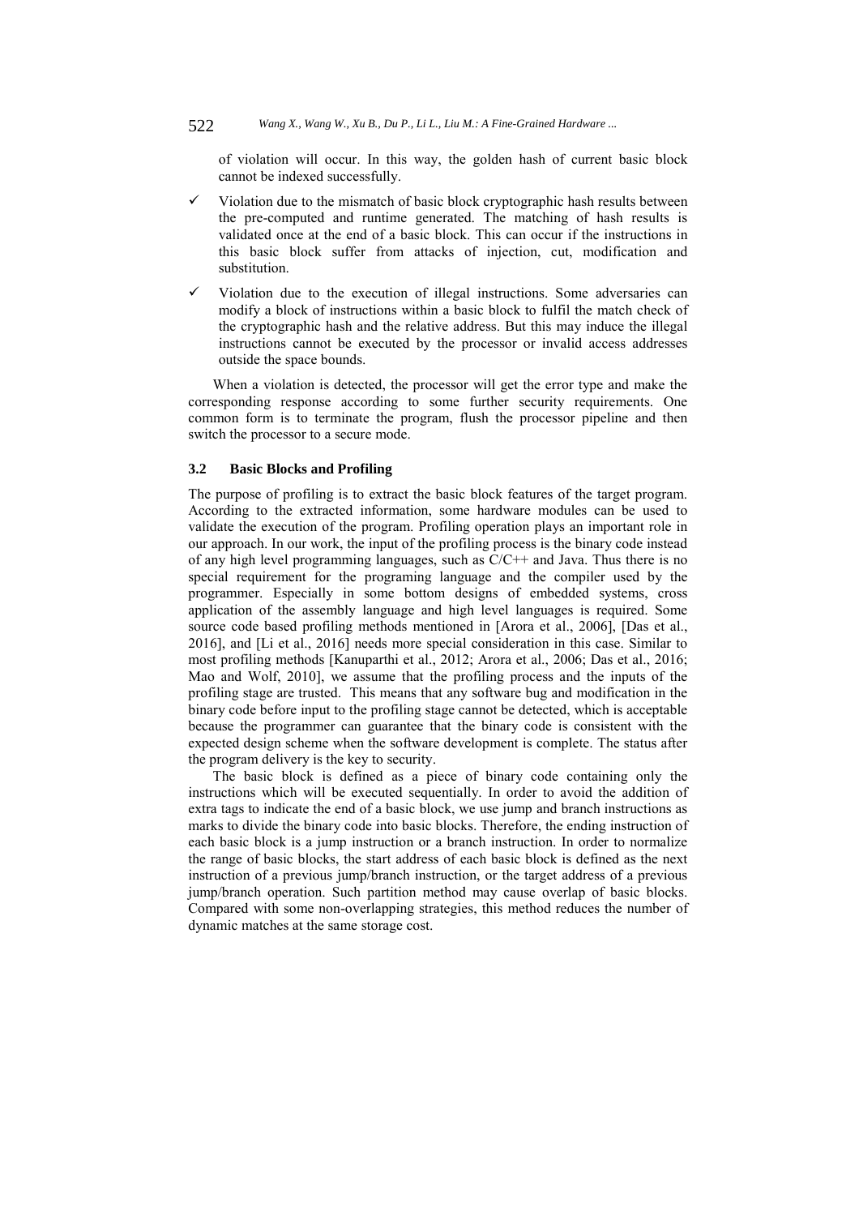of violation will occur. In this way, the golden hash of current basic block cannot be indexed successfully.

- ✓ Violation due to the mismatch of basic block cryptographic hash results between the pre-computed and runtime generated. The matching of hash results is validated once at the end of a basic block. This can occur if the instructions in this basic block suffer from attacks of injection, cut, modification and substitution.
- ✓ Violation due to the execution of illegal instructions. Some adversaries can modify a block of instructions within a basic block to fulfil the match check of the cryptographic hash and the relative address. But this may induce the illegal instructions cannot be executed by the processor or invalid access addresses outside the space bounds.

When a violation is detected, the processor will get the error type and make the corresponding response according to some further security requirements. One common form is to terminate the program, flush the processor pipeline and then switch the processor to a secure mode.

### 3.2 Basic Blocks and Profiling

The purpose of profiling is to extract the basic block features of the target program. According to the extracted information, some hardware modules can be used to validate the execution of the program. Profiling operation plays an important role in our approach. In our work, the input of the profiling process is the binary code instead of any high level programming languages, such as C/C++ and Java. Thus there is no special requirement for the programing language and the compiler used by the programmer. Especially in some bottom designs of embedded systems, cross application of the assembly language and high level languages is required. Some source code based profiling methods mentioned in [Arora et al., 2006], [Das et al., 2016], and [Li et al., 2016] needs more special consideration in this case. Similar to most profiling methods [Kanuparthi et al., 2012; Arora et al., 2006; Das et al., 2016; Mao and Wolf, 2010], we assume that the profiling process and the inputs of the profiling stage are trusted. This means that any software bug and modification in the binary code before input to the profiling stage cannot be detected, which is acceptable because the programmer can guarantee that the binary code is consistent with the expected design scheme when the software development is complete. The status after the program delivery is the key to security.

The basic block is defined as a piece of binary code containing only the instructions which will be executed sequentially. In order to avoid the addition of extra tags to indicate the end of a basic block, we use jump and branch instructions as marks to divide the binary code into basic blocks. Therefore, the ending instruction of each basic block is a jump instruction or a branch instruction. In order to normalize the range of basic blocks, the start address of each basic block is defined as the next instruction of a previous jump/branch instruction, or the target address of a previous jump/branch operation. Such partition method may cause overlap of basic blocks. Compared with some non-overlapping strategies, this method reduces the number of dynamic matches at the same storage cost.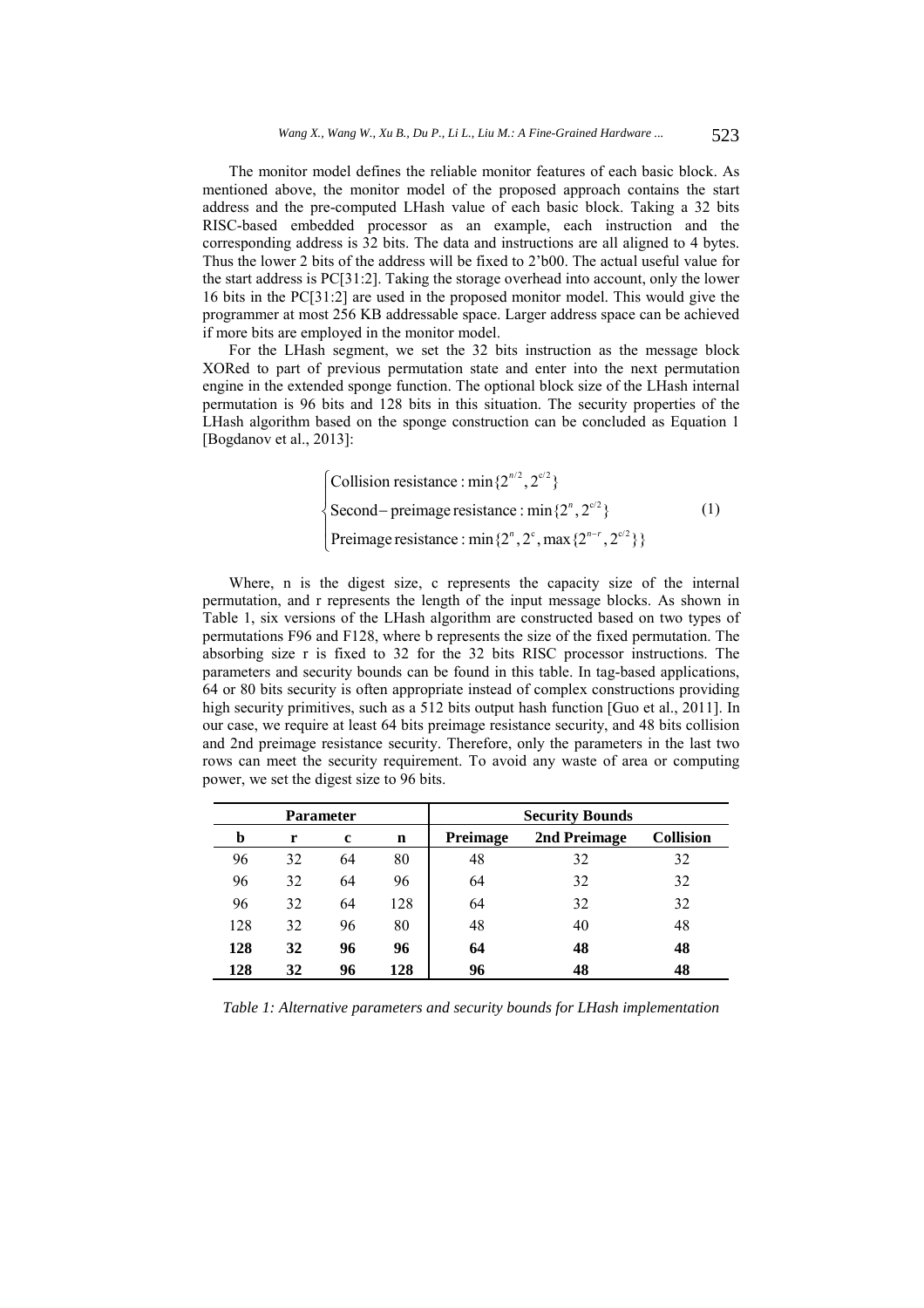The monitor model defines the reliable monitor features of each basic block. As mentioned above, the monitor model of the proposed approach contains the start address and the pre-computed LHash value of each basic block. Taking a 32 bits RISC-based embedded processor as an example, each instruction and the corresponding address is 32 bits. The data and instructions are all aligned to 4 bytes. Thus the lower 2 bits of the address will be fixed to 2'b00. The actual useful value for the start address is PC[31:2]. Taking the storage overhead into account, only the lower 16 bits in the PC[31:2] are used in the proposed monitor model. This would give the programmer at most 256 KB addressable space. Larger address space can be achieved if more bits are employed in the monitor model.

For the LHash segment, we set the 32 bits instruction as the message block XORed to part of previous permutation state and enter into the next permutation engine in the extended sponge function. The optional block size of the LHash internal permutation is 96 bits and 128 bits in this situation. The security properties of the LHash algorithm based on the sponge construction can be concluded as Equation 1 [Bogdanov et al., 2013]:

$$\begin{cases} \text{Collision resistance} : \min\{2^{n/2}, 2^{c/2}\} \\ \text{Second}-\text{preimage resistance} : \min\{2^{n}, 2^{c/2}\} \\ \text{Preimage resistance} : \min\{2^{n}, 2^{c}, \max\{2^{n-r}, 2^{c/2}\}\} \end{cases} \tag{1}$$

Where, n is the digest size, c represents the capacity size of the internal permutation, and r represents the length of the input message blocks. As shown in Table 1, six versions of the LHash algorithm are constructed based on two types of permutations F96 and F128, where b represents the size of the fixed permutation. The absorbing size r is fixed to 32 for the 32 bits RISC processor instructions. The parameters and security bounds can be found in this table. In tag-based applications, 64 or 80 bits security is often appropriate instead of complex constructions providing high security primitives, such as a 512 bits output hash function [Guo et al., 2011]. In our case, we require at least 64 bits preimage resistance security, and 48 bits collision and 2nd preimage resistance security. Therefore, only the parameters in the last two rows can meet the security requirement. To avoid any waste of area or computing power, we set the digest size to 96 bits.

| Parameter | | | | Security Bounds | | |
|---|---|---|---|---|---|---|
| **b** | **r** | **c** | **n** | **Preimage** | **2nd Preimage** | **Collision** |
| 96 | 32 | 64 | 80 | 48 | 32 | 32 |
| 96 | 32 | 64 | 96 | 64 | 32 | 32 |
| 96 | 32 | 64 | 128 | 64 | 32 | 32 |
| 128 | 32 | 96 | 80 | 48 | 40 | 48 |
| **128** | **32** | **96** | **96** | **64** | **48** | **48** |
| **128** | **32** | **96** | **128** | **96** | **48** | **48** |

*Table 1: Alternative parameters and security bounds for LHash implementation*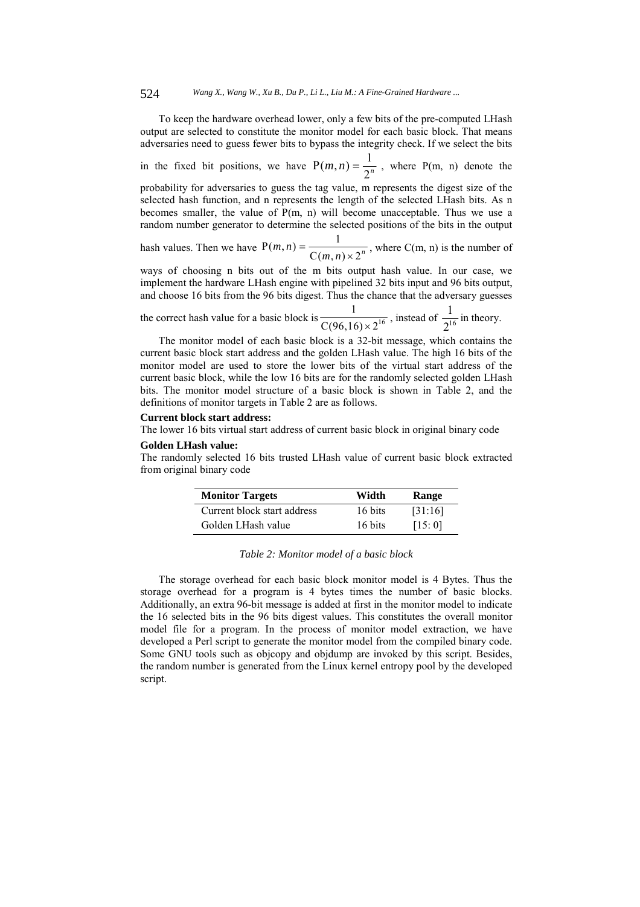To keep the hardware overhead lower, only a few bits of the pre-computed LHash output are selected to constitute the monitor model for each basic block. That means adversaries need to guess fewer bits to bypass the integrity check. If we select the bits in the fixed bit positions, we have $P(m,n) = \frac{1}{2^n}$, where P(m, n) denote the probability for adversaries to guess the tag value, m represents the digest size of the selected hash function, and n represents the length of the selected LHash bits. As n becomes smaller, the value of P(m, n) will become unacceptable. Thus we use a random number generator to determine the selected positions of the bits in the output hash values. Then we have $P(m,n) = \frac{1}{C(m,n) \times 2^n}$, where C(m, n) is the number of ways of choosing n bits out of the m bits output hash value. In our case, we implement the hardware LHash engine with pipelined 32 bits input and 96 bits output, and choose 16 bits from the 96 bits digest. Thus the chance that the adversary guesses the correct hash value for a basic block is $\frac{1}{C(96,16) \times 2^{16}}$, instead of $\frac{1}{2^{16}}$ in theory.

The monitor model of each basic block is a 32-bit message, which contains the current basic block start address and the golden LHash value. The high 16 bits of the monitor model are used to store the lower bits of the virtual start address of the current basic block, while the low 16 bits are for the randomly selected golden LHash bits. The monitor model structure of a basic block is shown in Table 2, and the definitions of monitor targets in Table 2 are as follows.

**Current block start address:**

The lower 16 bits virtual start address of current basic block in original binary code

**Golden LHash value:**

The randomly selected 16 bits trusted LHash value of current basic block extracted from original binary code

| **Monitor Targets** | **Width** | **Range** |
|---|---|---|
| Current block start address | 16 bits | [31:16] |
| Golden LHash value | 16 bits | [15: 0] |

*Table 2: Monitor model of a basic block*

The storage overhead for each basic block monitor model is 4 Bytes. Thus the storage overhead for a program is 4 bytes times the number of basic blocks. Additionally, an extra 96-bit message is added at first in the monitor model to indicate the 16 selected bits in the 96 bits digest values. This constitutes the overall monitor model file for a program. In the process of monitor model extraction, we have developed a Perl script to generate the monitor model from the compiled binary code. Some GNU tools such as objcopy and objdump are invoked by this script. Besides, the random number is generated from the Linux kernel entropy pool by the developed script.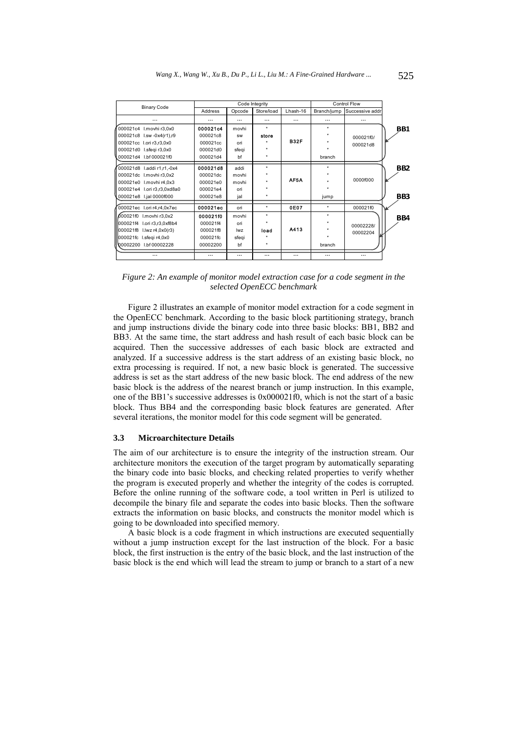| Binary Code | Code Integrity | | | | Control Flow | | |
|---|---|---|---|---|---|---|---|
| | Address | Opcode | Store/load | Lhash-16 | Branch/jump | Successive addr | |
| ... | ... | ... | ... | ... | ... | ... | |
| 000021c4 l.movhi r3,0x0 | 000021c4 | movhi | * | | * | | BB1 |
| 000021c8 l.sw -0x4(r1),r9 | 000021c8 | sw | store | | * | 000021f0/ | |
| 000021cc l.ori r3,r3,0x0 | 000021cc | ori | * | B32F | * | 000021d8 | |
| 000021d0 l.sfeqi r3,0x0 | 000021d0 | sfeqi | * | | * | | |
| 000021d4 l.bf 000021f0 | 000021d4 | bf | * | | branch | | |
| 000021d8 l.addi r1,r1,-0x4 | 000021d8 | addi | * | | * | | BB2 |
| 000021dc l.movhi r3,0x2 | 000021dc | movhi | * | | * | | |
| 000021e0 l.movhi r4,0x3 | 000021e0 | movhi | * | AF5A | * | 0000f000 | |
| 000021e4 l.ori r3,r3,0xd8a0 | 000021e4 | ori | * | | * | | |
| 000021e8 l.jal 0000f000 | 000021e8 | jal | * | | jump | | BB3 |
| 000021ec l.ori r4,r4,0x7ec | 000021ec | ori | * | 0E07 | * | 000021f0 | |
| 000021f0 l.movhi r3,0x2 | 000021f0 | movhi | * | | * | | BB4 |
| 000021f4 l.ori r3,r3,0xf8b4 | 000021f4 | ori | * | | * | 00002228/ | |
| 000021f8 l.lwz r4,0x0(r3) | 000021f8 | lwz | load | A413 | * | 00002204 | |
| 000021fc l.sfeqi r4,0x0 | 000021fc | sfeqi | * | | * | | |
| 00002200 l.bf 00002228 | 00002200 | bf | * | | branch | | |
| ... | ... | ... | ... | ... | ... | ... | |

*Figure 2: An example of monitor model extraction case for a code segment in the selected OpenECC benchmark*

Figure 2 illustrates an example of monitor model extraction for a code segment in the OpenECC benchmark. According to the basic block partitioning strategy, branch and jump instructions divide the binary code into three basic blocks: BB1, BB2 and BB3. At the same time, the start address and hash result of each basic block can be acquired. Then the successive addresses of each basic block are extracted and analyzed. If a successive address is the start address of an existing basic block, no extra processing is required. If not, a new basic block is generated. The successive address is set as the start address of the new basic block. The end address of the new basic block is the address of the nearest branch or jump instruction. In this example, one of the BB1's successive addresses is 0x000021f0, which is not the start of a basic block. Thus BB4 and the corresponding basic block features are generated. After several iterations, the monitor model for this code segment will be generated.

### 3.3 Microarchitecture Details

The aim of our architecture is to ensure the integrity of the instruction stream. Our architecture monitors the execution of the target program by automatically separating the binary code into basic blocks, and checking related properties to verify whether the program is executed properly and whether the integrity of the codes is corrupted. Before the online running of the software code, a tool written in Perl is utilized to decompile the binary file and separate the codes into basic blocks. Then the software extracts the information on basic blocks, and constructs the monitor model which is going to be downloaded into specified memory.

A basic block is a code fragment in which instructions are executed sequentially without a jump instruction except for the last instruction of the block. For a basic block, the first instruction is the entry of the basic block, and the last instruction of the basic block is the end which will lead the stream to jump or branch to a start of a new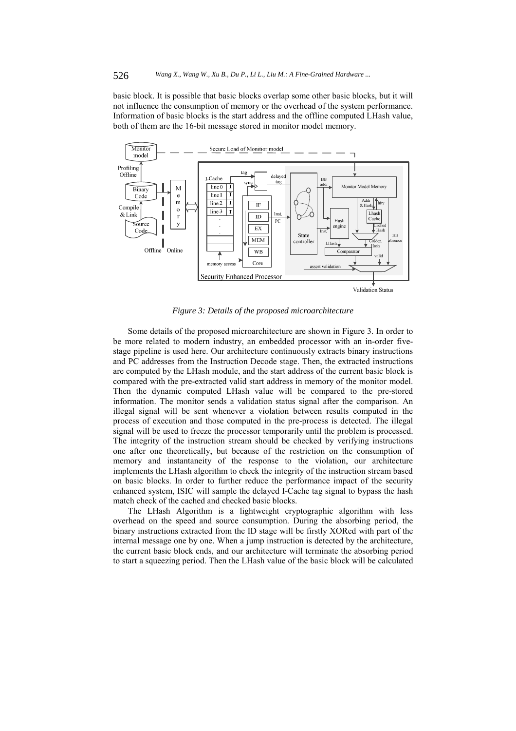basic block. It is possible that basic blocks overlap some other basic blocks, but it will not influence the consumption of memory or the overhead of the system performance. Information of basic blocks is the start address and the offline computed LHash value, both of them are the 16-bit message stored in monitor model memory.

*Figure 3: Details of the proposed microarchitecture*

Some details of the proposed microarchitecture are shown in Figure 3. In order to be more related to modern industry, an embedded processor with an in-order five-stage pipeline is used here. Our architecture continuously extracts binary instructions and PC addresses from the Instruction Decode stage. Then, the extracted instructions are computed by the LHash module, and the start address of the current basic block is compared with the pre-extracted valid start address in memory of the monitor model. Then the dynamic computed LHash value will be compared to the pre-stored information. The monitor sends a validation status signal after the comparison. An illegal signal will be sent whenever a violation between results computed in the process of execution and those computed in the pre-process is detected. The illegal signal will be used to freeze the processor temporarily until the problem is processed. The integrity of the instruction stream should be checked by verifying instructions one after one theoretically, but because of the restriction on the consumption of memory and instantaneity of the response to the violation, our architecture implements the LHash algorithm to check the integrity of the instruction stream based on basic blocks. In order to further reduce the performance impact of the security enhanced system, ISIC will sample the delayed I-Cache tag signal to bypass the hash match check of the cached and checked basic blocks.

The LHash Algorithm is a lightweight cryptographic algorithm with less overhead on the speed and source consumption. During the absorbing period, the binary instructions extracted from the ID stage will be firstly XORed with part of the internal message one by one. When a jump instruction is detected by the architecture, the current basic block ends, and our architecture will terminate the absorbing period to start a squeezing period. Then the LHash value of the basic block will be calculated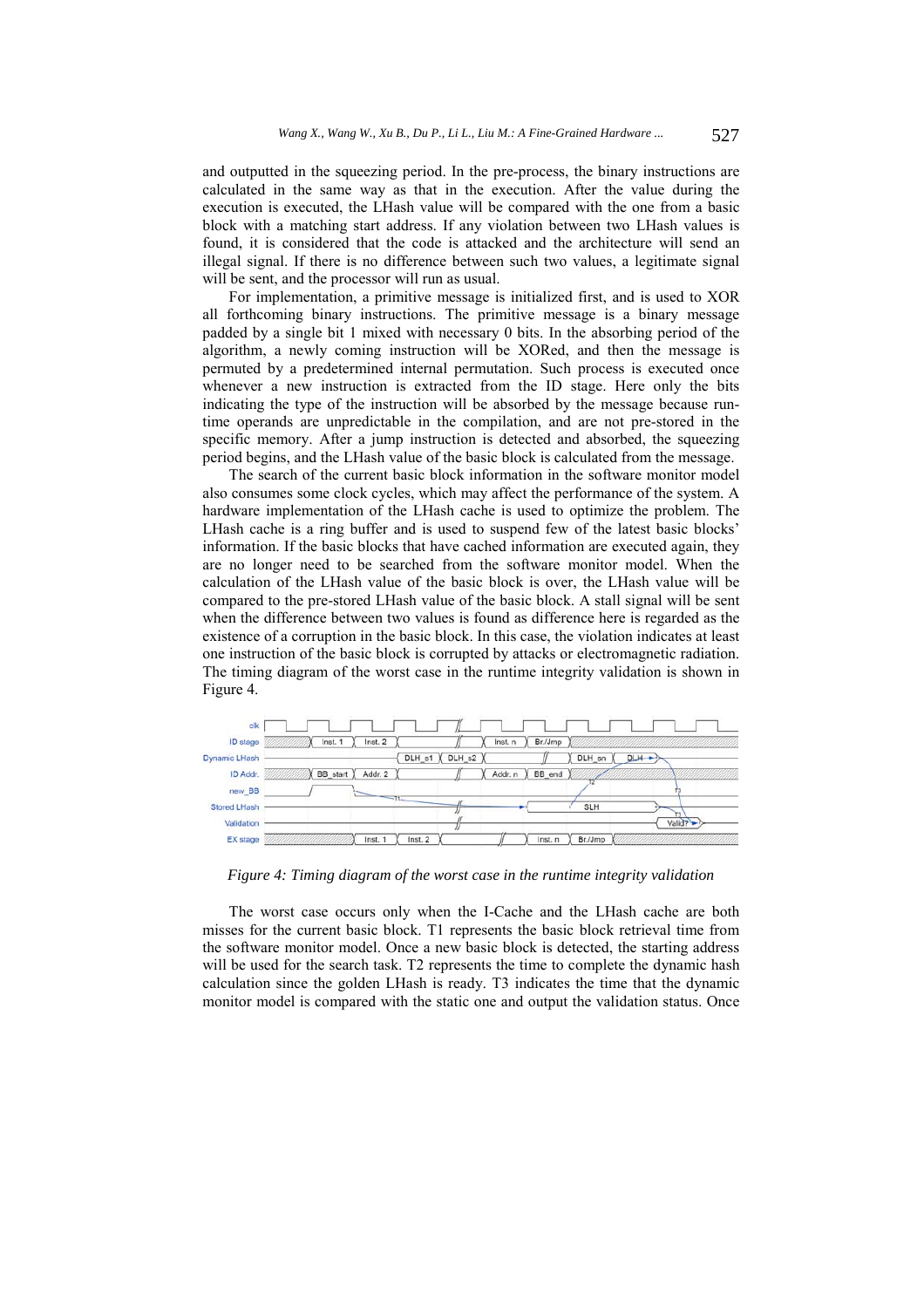and outputted in the squeezing period. In the pre-process, the binary instructions are calculated in the same way as that in the execution. After the value during the execution is executed, the LHash value will be compared with the one from a basic block with a matching start address. If any violation between two LHash values is found, it is considered that the code is attacked and the architecture will send an illegal signal. If there is no difference between such two values, a legitimate signal will be sent, and the processor will run as usual.

For implementation, a primitive message is initialized first, and is used to XOR all forthcoming binary instructions. The primitive message is a binary message padded by a single bit 1 mixed with necessary 0 bits. In the absorbing period of the algorithm, a newly coming instruction will be XORed, and then the message is permuted by a predetermined internal permutation. Such process is executed once whenever a new instruction is extracted from the ID stage. Here only the bits indicating the type of the instruction will be absorbed by the message because run-time operands are unpredictable in the compilation, and are not pre-stored in the specific memory. After a jump instruction is detected and absorbed, the squeezing period begins, and the LHash value of the basic block is calculated from the message.

The search of the current basic block information in the software monitor model also consumes some clock cycles, which may affect the performance of the system. A hardware implementation of the LHash cache is used to optimize the problem. The LHash cache is a ring buffer and is used to suspend few of the latest basic blocks' information. If the basic blocks that have cached information are executed again, they are no longer need to be searched from the software monitor model. When the calculation of the LHash value of the basic block is over, the LHash value will be compared to the pre-stored LHash value of the basic block. A stall signal will be sent when the difference between two values is found as difference here is regarded as the existence of a corruption in the basic block. In this case, the violation indicates at least one instruction of the basic block is corrupted by attacks or electromagnetic radiation. The timing diagram of the worst case in the runtime integrity validation is shown in Figure 4.

*Figure 4: Timing diagram of the worst case in the runtime integrity validation*

The worst case occurs only when the I-Cache and the LHash cache are both misses for the current basic block. T1 represents the basic block retrieval time from the software monitor model. Once a new basic block is detected, the starting address will be used for the search task. T2 represents the time to complete the dynamic hash calculation since the golden LHash is ready. T3 indicates the time that the dynamic monitor model is compared with the static one and output the validation status. Once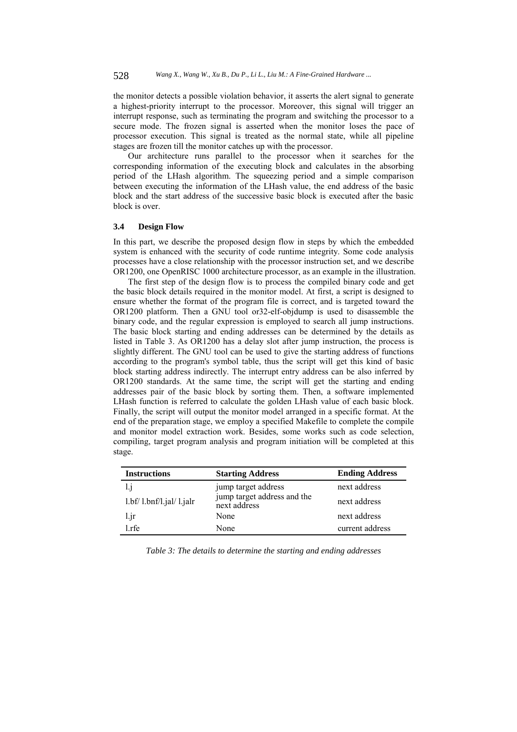the monitor detects a possible violation behavior, it asserts the alert signal to generate a highest-priority interrupt to the processor. Moreover, this signal will trigger an interrupt response, such as terminating the program and switching the processor to a secure mode. The frozen signal is asserted when the monitor loses the pace of processor execution. This signal is treated as the normal state, while all pipeline stages are frozen till the monitor catches up with the processor.

Our architecture runs parallel to the processor when it searches for the corresponding information of the executing block and calculates in the absorbing period of the LHash algorithm. The squeezing period and a simple comparison between executing the information of the LHash value, the end address of the basic block and the start address of the successive basic block is executed after the basic block is over.

### 3.4 Design Flow

In this part, we describe the proposed design flow in steps by which the embedded system is enhanced with the security of code runtime integrity. Some code analysis processes have a close relationship with the processor instruction set, and we describe OR1200, one OpenRISC 1000 architecture processor, as an example in the illustration.

The first step of the design flow is to process the compiled binary code and get the basic block details required in the monitor model. At first, a script is designed to ensure whether the format of the program file is correct, and is targeted toward the OR1200 platform. Then a GNU tool or32-elf-objdump is used to disassemble the binary code, and the regular expression is employed to search all jump instructions. The basic block starting and ending addresses can be determined by the details as listed in Table 3. As OR1200 has a delay slot after jump instruction, the process is slightly different. The GNU tool can be used to give the starting address of functions according to the program's symbol table, thus the script will get this kind of basic block starting address indirectly. The interrupt entry address can be also inferred by OR1200 standards. At the same time, the script will get the starting and ending addresses pair of the basic block by sorting them. Then, a software implemented LHash function is referred to calculate the golden LHash value of each basic block. Finally, the script will output the monitor model arranged in a specific format. At the end of the preparation stage, we employ a specified Makefile to complete the compile and monitor model extraction work. Besides, some works such as code selection, compiling, target program analysis and program initiation will be completed at this stage.

| Instructions | Starting Address | Ending Address |
|---|---|---|
| l.j | jump target address | next address |
| l.bf/ l.bnf/l.jal/ l.jalr | jump target address and the next address | next address |
| l.jr | None | next address |
| l.rfe | None | current address |

*Table 3: The details to determine the starting and ending addresses*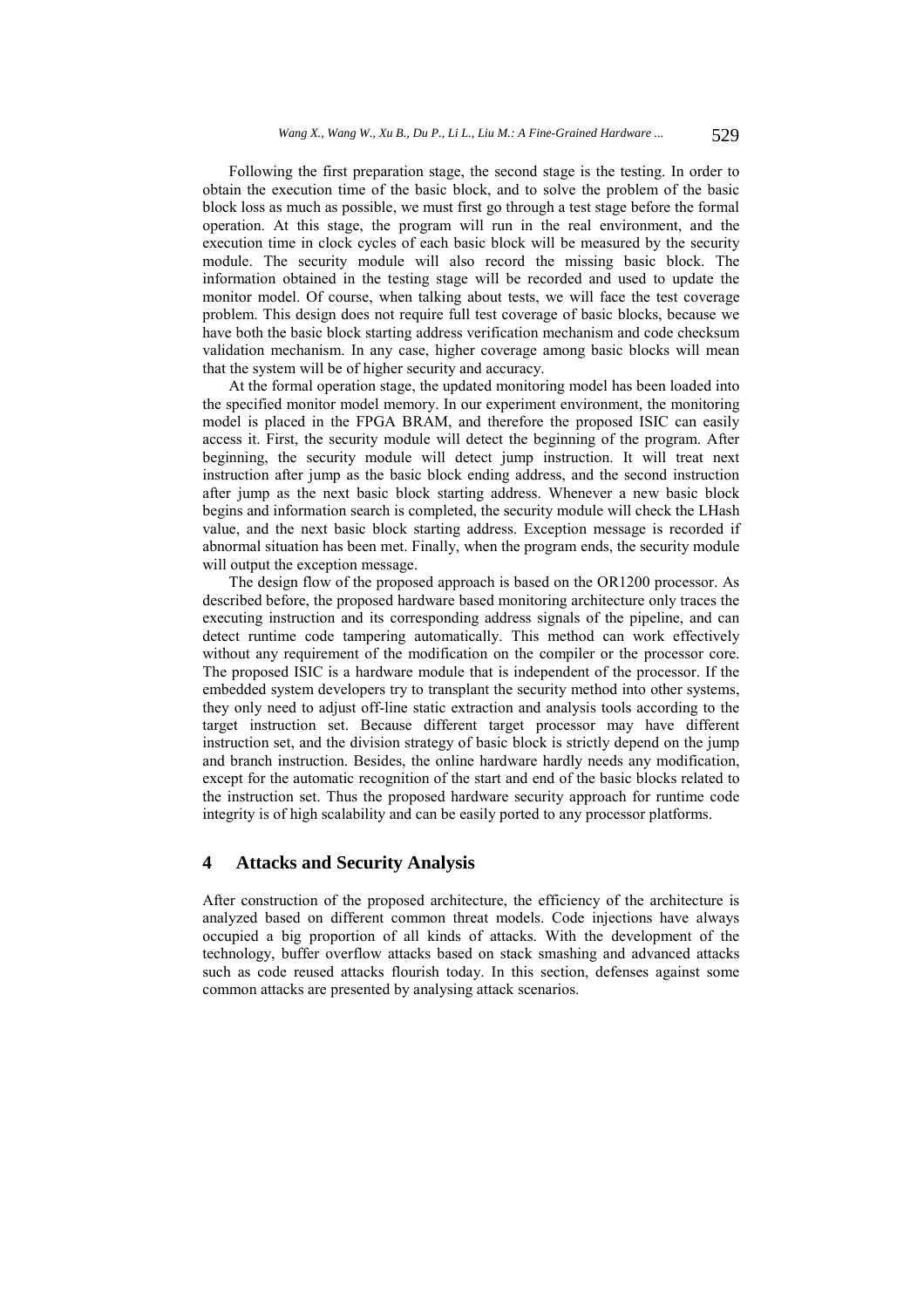Following the first preparation stage, the second stage is the testing. In order to obtain the execution time of the basic block, and to solve the problem of the basic block loss as much as possible, we must first go through a test stage before the formal operation. At this stage, the program will run in the real environment, and the execution time in clock cycles of each basic block will be measured by the security module. The security module will also record the missing basic block. The information obtained in the testing stage will be recorded and used to update the monitor model. Of course, when talking about tests, we will face the test coverage problem. This design does not require full test coverage of basic blocks, because we have both the basic block starting address verification mechanism and code checksum validation mechanism. In any case, higher coverage among basic blocks will mean that the system will be of higher security and accuracy.

At the formal operation stage, the updated monitoring model has been loaded into the specified monitor model memory. In our experiment environment, the monitoring model is placed in the FPGA BRAM, and therefore the proposed ISIC can easily access it. First, the security module will detect the beginning of the program. After beginning, the security module will detect jump instruction. It will treat next instruction after jump as the basic block ending address, and the second instruction after jump as the next basic block starting address. Whenever a new basic block begins and information search is completed, the security module will check the LHash value, and the next basic block starting address. Exception message is recorded if abnormal situation has been met. Finally, when the program ends, the security module will output the exception message.

The design flow of the proposed approach is based on the OR1200 processor. As described before, the proposed hardware based monitoring architecture only traces the executing instruction and its corresponding address signals of the pipeline, and can detect runtime code tampering automatically. This method can work effectively without any requirement of the modification on the compiler or the processor core. The proposed ISIC is a hardware module that is independent of the processor. If the embedded system developers try to transplant the security method into other systems, they only need to adjust off-line static extraction and analysis tools according to the target instruction set. Because different target processor may have different instruction set, and the division strategy of basic block is strictly depend on the jump and branch instruction. Besides, the online hardware hardly needs any modification, except for the automatic recognition of the start and end of the basic blocks related to the instruction set. Thus the proposed hardware security approach for runtime code integrity is of high scalability and can be easily ported to any processor platforms.

## 4 Attacks and Security Analysis

After construction of the proposed architecture, the efficiency of the architecture is analyzed based on different common threat models. Code injections have always occupied a big proportion of all kinds of attacks. With the development of the technology, buffer overflow attacks based on stack smashing and advanced attacks such as code reused attacks flourish today. In this section, defenses against some common attacks are presented by analysing attack scenarios.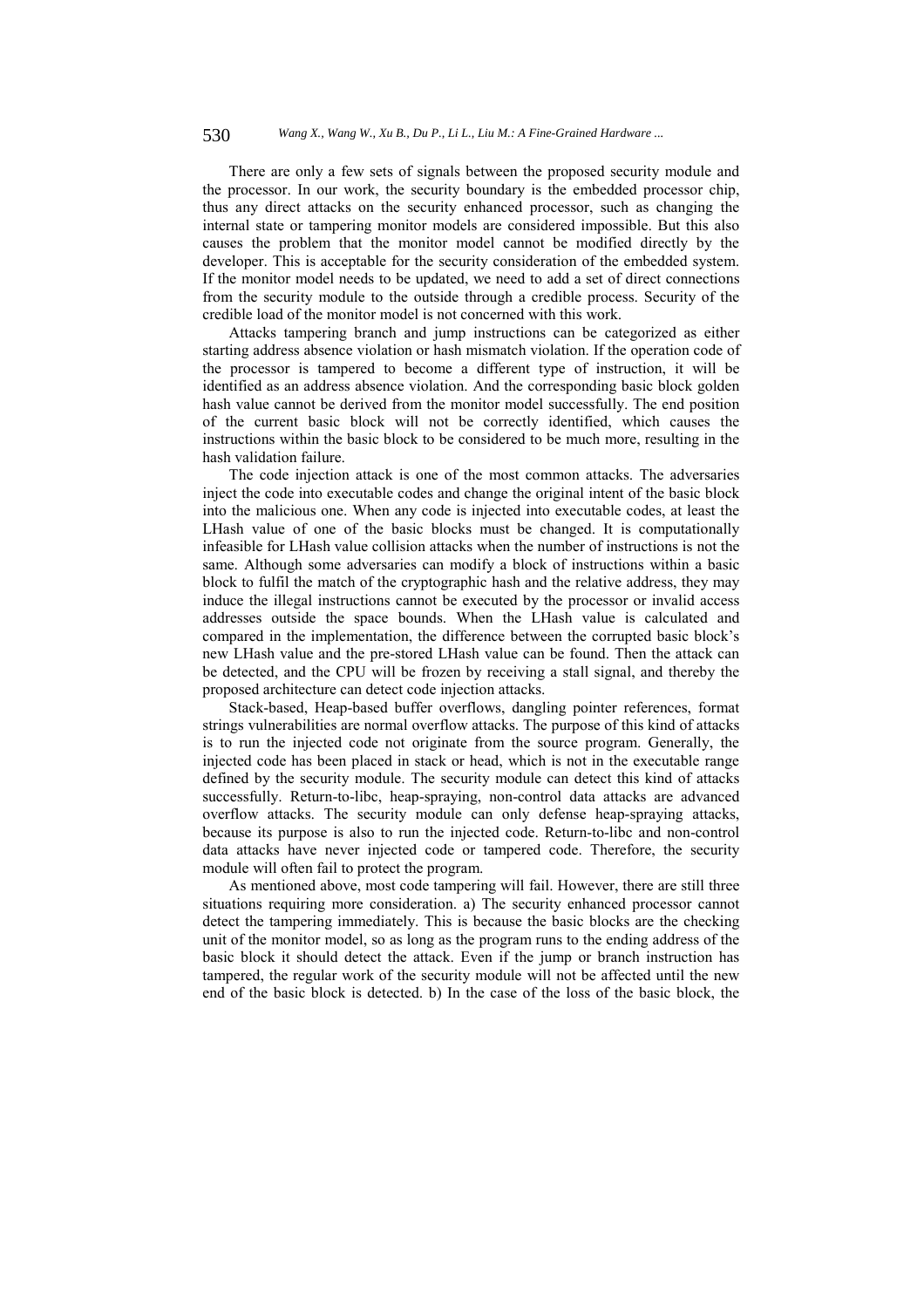There are only a few sets of signals between the proposed security module and the processor. In our work, the security boundary is the embedded processor chip, thus any direct attacks on the security enhanced processor, such as changing the internal state or tampering monitor models are considered impossible. But this also causes the problem that the monitor model cannot be modified directly by the developer. This is acceptable for the security consideration of the embedded system. If the monitor model needs to be updated, we need to add a set of direct connections from the security module to the outside through a credible process. Security of the credible load of the monitor model is not concerned with this work.

Attacks tampering branch and jump instructions can be categorized as either starting address absence violation or hash mismatch violation. If the operation code of the processor is tampered to become a different type of instruction, it will be identified as an address absence violation. And the corresponding basic block golden hash value cannot be derived from the monitor model successfully. The end position of the current basic block will not be correctly identified, which causes the instructions within the basic block to be considered to be much more, resulting in the hash validation failure.

The code injection attack is one of the most common attacks. The adversaries inject the code into executable codes and change the original intent of the basic block into the malicious one. When any code is injected into executable codes, at least the LHash value of one of the basic blocks must be changed. It is computationally infeasible for LHash value collision attacks when the number of instructions is not the same. Although some adversaries can modify a block of instructions within a basic block to fulfil the match of the cryptographic hash and the relative address, they may induce the illegal instructions cannot be executed by the processor or invalid access addresses outside the space bounds. When the LHash value is calculated and compared in the implementation, the difference between the corrupted basic block's new LHash value and the pre-stored LHash value can be found. Then the attack can be detected, and the CPU will be frozen by receiving a stall signal, and thereby the proposed architecture can detect code injection attacks.

Stack-based, Heap-based buffer overflows, dangling pointer references, format strings vulnerabilities are normal overflow attacks. The purpose of this kind of attacks is to run the injected code not originate from the source program. Generally, the injected code has been placed in stack or head, which is not in the executable range defined by the security module. The security module can detect this kind of attacks successfully. Return-to-libc, heap-spraying, non-control data attacks are advanced overflow attacks. The security module can only defense heap-spraying attacks, because its purpose is also to run the injected code. Return-to-libc and non-control data attacks have never injected code or tampered code. Therefore, the security module will often fail to protect the program.

As mentioned above, most code tampering will fail. However, there are still three situations requiring more consideration. a) The security enhanced processor cannot detect the tampering immediately. This is because the basic blocks are the checking unit of the monitor model, so as long as the program runs to the ending address of the basic block it should detect the attack. Even if the jump or branch instruction has tampered, the regular work of the security module will not be affected until the new end of the basic block is detected. b) In the case of the loss of the basic block, the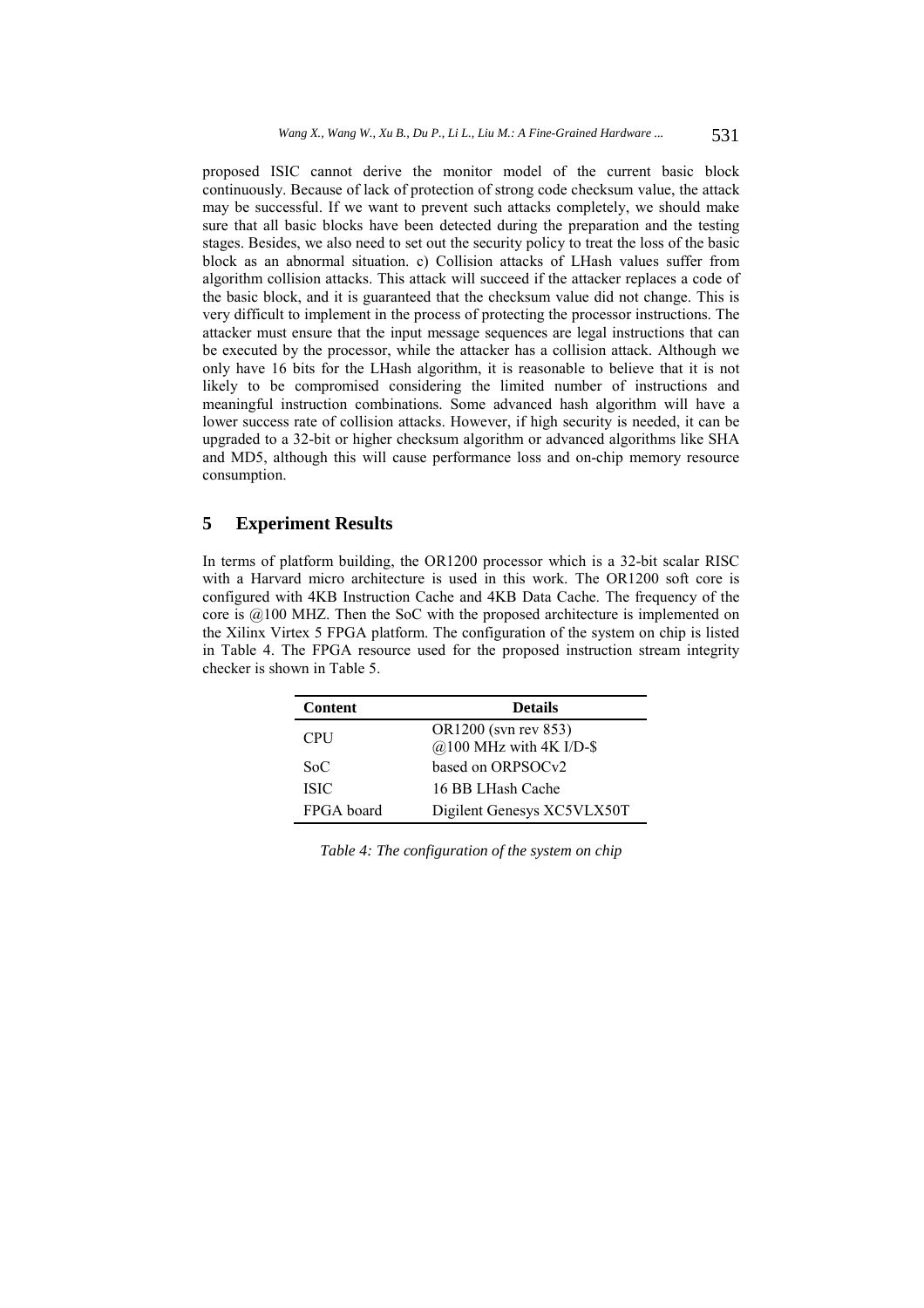proposed ISIC cannot derive the monitor model of the current basic block continuously. Because of lack of protection of strong code checksum value, the attack may be successful. If we want to prevent such attacks completely, we should make sure that all basic blocks have been detected during the preparation and the testing stages. Besides, we also need to set out the security policy to treat the loss of the basic block as an abnormal situation. c) Collision attacks of LHash values suffer from algorithm collision attacks. This attack will succeed if the attacker replaces a code of the basic block, and it is guaranteed that the checksum value did not change. This is very difficult to implement in the process of protecting the processor instructions. The attacker must ensure that the input message sequences are legal instructions that can be executed by the processor, while the attacker has a collision attack. Although we only have 16 bits for the LHash algorithm, it is reasonable to believe that it is not likely to be compromised considering the limited number of instructions and meaningful instruction combinations. Some advanced hash algorithm will have a lower success rate of collision attacks. However, if high security is needed, it can be upgraded to a 32-bit or higher checksum algorithm or advanced algorithms like SHA and MD5, although this will cause performance loss and on-chip memory resource consumption.

## 5 Experiment Results

In terms of platform building, the OR1200 processor which is a 32-bit scalar RISC with a Harvard micro architecture is used in this work. The OR1200 soft core is configured with 4KB Instruction Cache and 4KB Data Cache. The frequency of the core is @100 MHZ. Then the SoC with the proposed architecture is implemented on the Xilinx Virtex 5 FPGA platform. The configuration of the system on chip is listed in Table 4. The FPGA resource used for the proposed instruction stream integrity checker is shown in Table 5.

| Content | Details |
|---|---|
| CPU | OR1200 (svn rev 853) @100 MHz with 4K I/D-$ |
| SoC | based on ORPSOCv2 |
| ISIC | 16 BB LHash Cache |
| FPGA board | Digilent Genesys XC5VLX50T |

*Table 4: The configuration of the system on chip*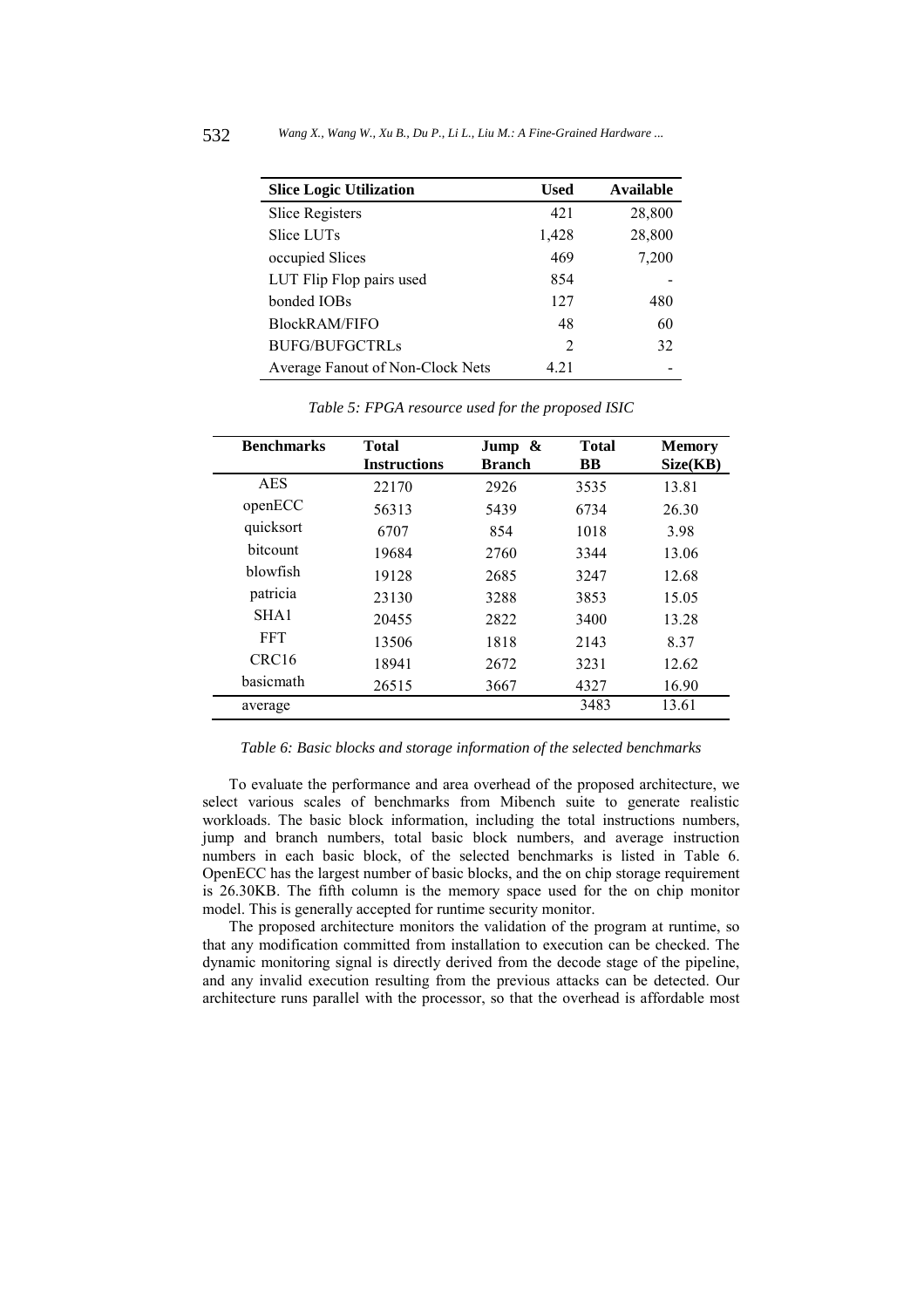| Slice Logic Utilization | Used | Available |
|---|---|---|
| Slice Registers | 421 | 28,800 |
| Slice LUTs | 1,428 | 28,800 |
| occupied Slices | 469 | 7,200 |
| LUT Flip Flop pairs used | 854 | - |
| bonded IOBs | 127 | 480 |
| BlockRAM/FIFO | 48 | 60 |
| BUFG/BUFGCTRLs | 2 | 32 |
| Average Fanout of Non-Clock Nets | 4.21 | - |

*Table 5: FPGA resource used for the proposed ISIC*

| Benchmarks | Total Instructions | Jump & Branch | Total BB | Memory Size(KB) |
|---|---|---|---|---|
| AES | 22170 | 2926 | 3535 | 13.81 |
| openECC | 56313 | 5439 | 6734 | 26.30 |
| quicksort | 6707 | 854 | 1018 | 3.98 |
| bitcount | 19684 | 2760 | 3344 | 13.06 |
| blowfish | 19128 | 2685 | 3247 | 12.68 |
| patricia | 23130 | 3288 | 3853 | 15.05 |
| SHA1 | 20455 | 2822 | 3400 | 13.28 |
| FFT | 13506 | 1818 | 2143 | 8.37 |
| CRC16 | 18941 | 2672 | 3231 | 12.62 |
| basicmath | 26515 | 3667 | 4327 | 16.90 |
| average | | | 3483 | 13.61 |

*Table 6: Basic blocks and storage information of the selected benchmarks*

To evaluate the performance and area overhead of the proposed architecture, we select various scales of benchmarks from Mibench suite to generate realistic workloads. The basic block information, including the total instructions numbers, jump and branch numbers, total basic block numbers, and average instruction numbers in each basic block, of the selected benchmarks is listed in Table 6. OpenECC has the largest number of basic blocks, and the on chip storage requirement is 26.30KB. The fifth column is the memory space used for the on chip monitor model. This is generally accepted for runtime security monitor.

The proposed architecture monitors the validation of the program at runtime, so that any modification committed from installation to execution can be checked. The dynamic monitoring signal is directly derived from the decode stage of the pipeline, and any invalid execution resulting from the previous attacks can be detected. Our architecture runs parallel with the processor, so that the overhead is affordable most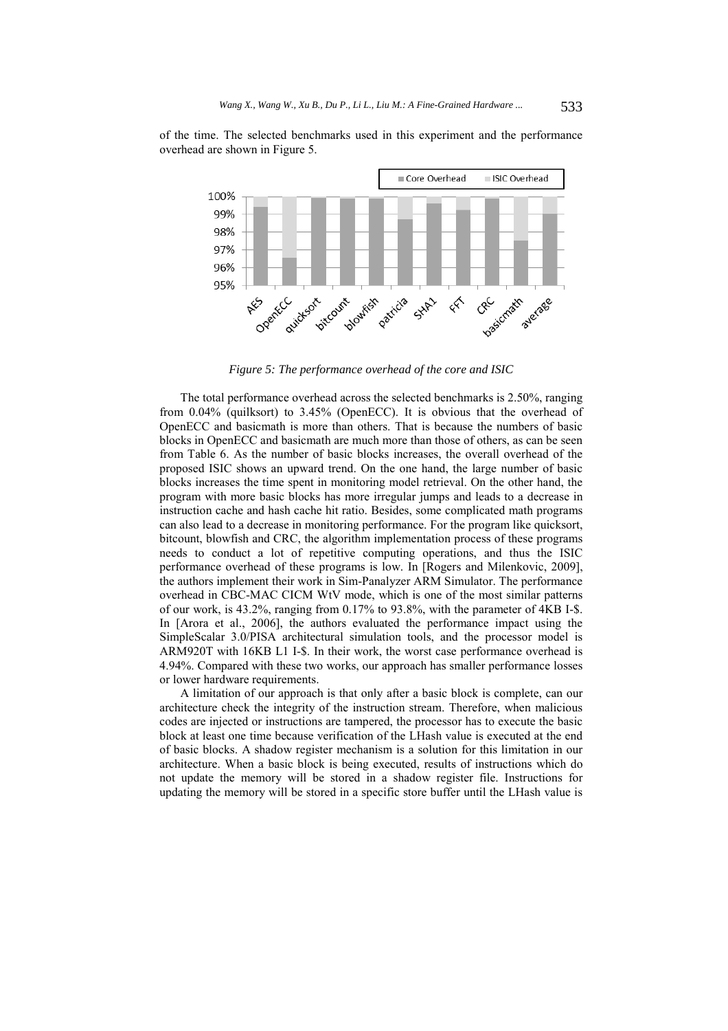of the time. The selected benchmarks used in this experiment and the performance overhead are shown in Figure 5.

*Figure 5: The performance overhead of the core and ISIC*

The total performance overhead across the selected benchmarks is 2.50%, ranging from 0.04% (quilksort) to 3.45% (OpenECC). It is obvious that the overhead of OpenECC and basicmath is more than others. That is because the numbers of basic blocks in OpenECC and basicmath are much more than those of others, as can be seen from Table 6. As the number of basic blocks increases, the overall overhead of the proposed ISIC shows an upward trend. On the one hand, the large number of basic blocks increases the time spent in monitoring model retrieval. On the other hand, the program with more basic blocks has more irregular jumps and leads to a decrease in instruction cache and hash cache hit ratio. Besides, some complicated math programs can also lead to a decrease in monitoring performance. For the program like quicksort, bitcount, blowfish and CRC, the algorithm implementation process of these programs needs to conduct a lot of repetitive computing operations, and thus the ISIC performance overhead of these programs is low. In [Rogers and Milenkovic, 2009], the authors implement their work in Sim-Panalyzer ARM Simulator. The performance overhead in CBC-MAC CICM WtV mode, which is one of the most similar patterns of our work, is 43.2%, ranging from 0.17% to 93.8%, with the parameter of 4KB I-$. In [Arora et al., 2006], the authors evaluated the performance impact using the SimpleScalar 3.0/PISA architectural simulation tools, and the processor model is ARM920T with 16KB L1 I-$. In their work, the worst case performance overhead is 4.94%. Compared with these two works, our approach has smaller performance losses or lower hardware requirements.

A limitation of our approach is that only after a basic block is complete, can our architecture check the integrity of the instruction stream. Therefore, when malicious codes are injected or instructions are tampered, the processor has to execute the basic block at least one time because verification of the LHash value is executed at the end of basic blocks. A shadow register mechanism is a solution for this limitation in our architecture. When a basic block is being executed, results of instructions which do not update the memory will be stored in a shadow register file. Instructions for updating the memory will be stored in a specific store buffer until the LHash value is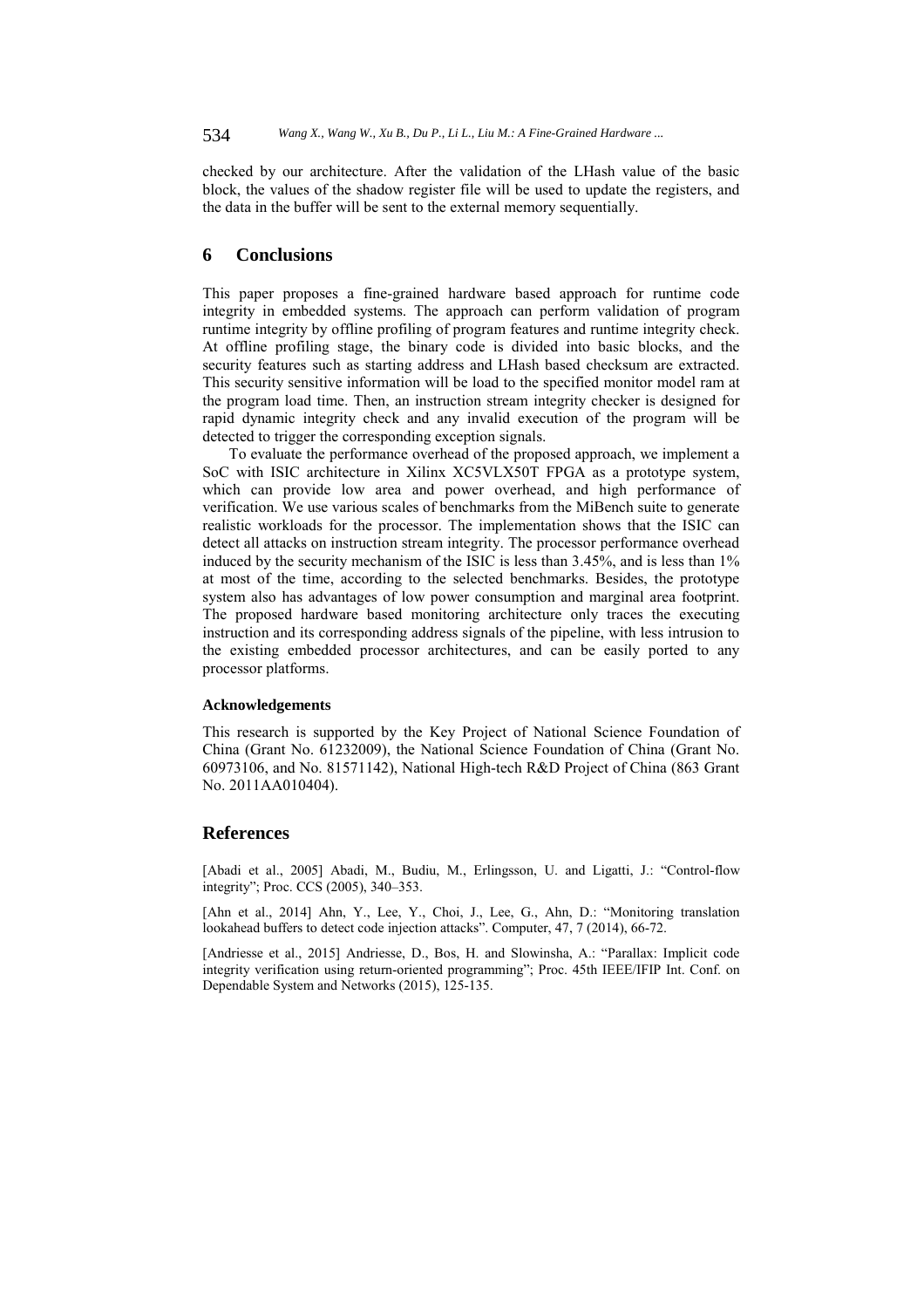checked by our architecture. After the validation of the LHash value of the basic block, the values of the shadow register file will be used to update the registers, and the data in the buffer will be sent to the external memory sequentially.

## 6 Conclusions

This paper proposes a fine-grained hardware based approach for runtime code integrity in embedded systems. The approach can perform validation of program runtime integrity by offline profiling of program features and runtime integrity check. At offline profiling stage, the binary code is divided into basic blocks, and the security features such as starting address and LHash based checksum are extracted. This security sensitive information will be load to the specified monitor model ram at the program load time. Then, an instruction stream integrity checker is designed for rapid dynamic integrity check and any invalid execution of the program will be detected to trigger the corresponding exception signals.

To evaluate the performance overhead of the proposed approach, we implement a SoC with ISIC architecture in Xilinx XC5VLX50T FPGA as a prototype system, which can provide low area and power overhead, and high performance of verification. We use various scales of benchmarks from the MiBench suite to generate realistic workloads for the processor. The implementation shows that the ISIC can detect all attacks on instruction stream integrity. The processor performance overhead induced by the security mechanism of the ISIC is less than 3.45%, and is less than 1% at most of the time, according to the selected benchmarks. Besides, the prototype system also has advantages of low power consumption and marginal area footprint. The proposed hardware based monitoring architecture only traces the executing instruction and its corresponding address signals of the pipeline, with less intrusion to the existing embedded processor architectures, and can be easily ported to any processor platforms.

#### Acknowledgements

This research is supported by the Key Project of National Science Foundation of China (Grant No. 61232009), the National Science Foundation of China (Grant No. 60973106, and No. 81571142), National High-tech R&D Project of China (863 Grant No. 2011AA010404).

## References

[Abadi et al., 2005] Abadi, M., Budiu, M., Erlingsson, U. and Ligatti, J.: "Control-flow integrity"; Proc. CCS (2005), 340–353.

[Ahn et al., 2014] Ahn, Y., Lee, Y., Choi, J., Lee, G., Ahn, D.: "Monitoring translation lookahead buffers to detect code injection attacks". Computer, 47, 7 (2014), 66-72.

[Andriesse et al., 2015] Andriesse, D., Bos, H. and Slowinsha, A.: "Parallax: Implicit code integrity verification using return-oriented programming"; Proc. 45th IEEE/IFIP Int. Conf. on Dependable System and Networks (2015), 125-135.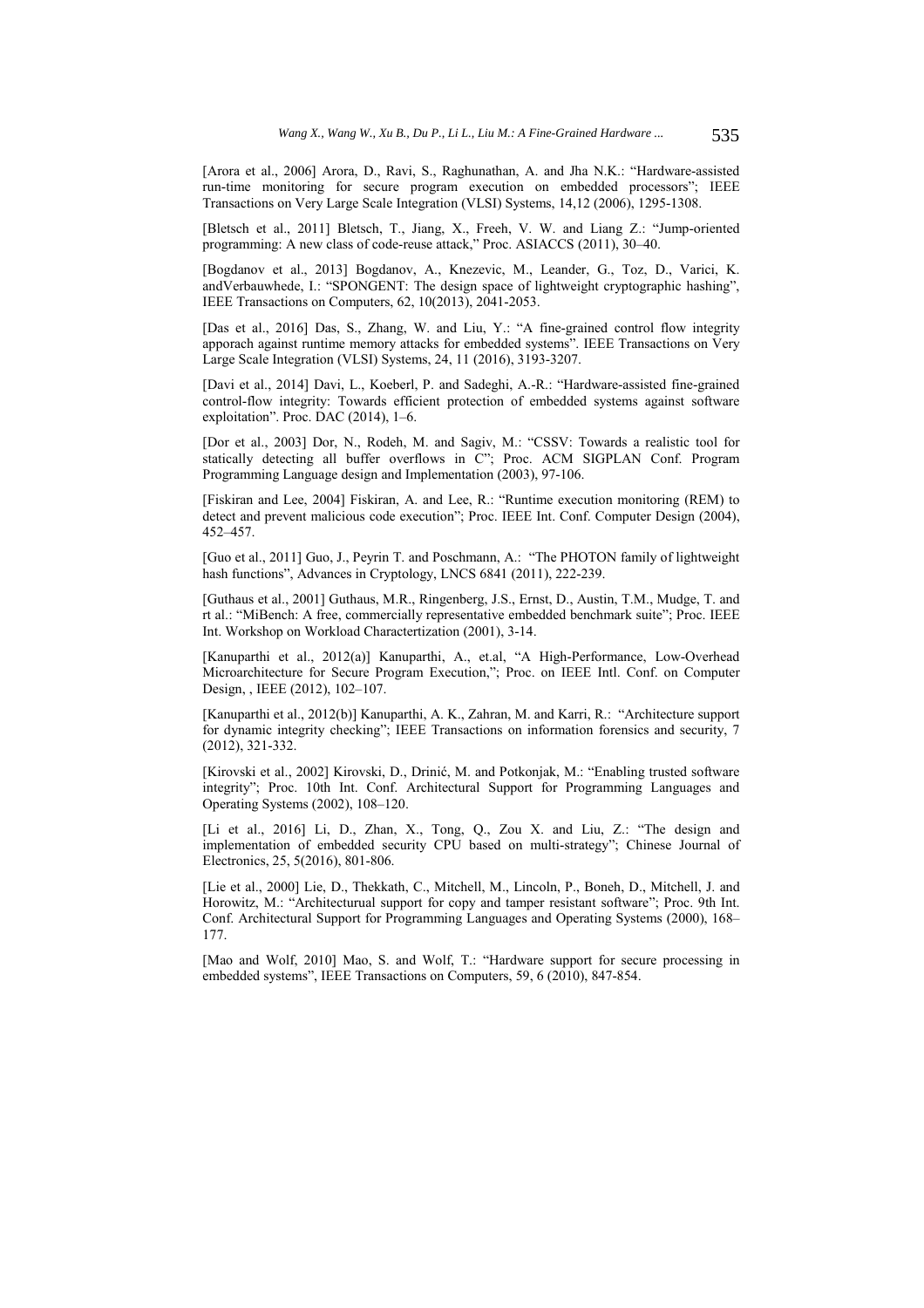[Arora et al., 2006] Arora, D., Ravi, S., Raghunathan, A. and Jha N.K.: "Hardware-assisted run-time monitoring for secure program execution on embedded processors"; IEEE Transactions on Very Large Scale Integration (VLSI) Systems, 14,12 (2006), 1295-1308.

[Bletsch et al., 2011] Bletsch, T., Jiang, X., Freeh, V. W. and Liang Z.: "Jump-oriented programming: A new class of code-reuse attack," Proc. ASIACCS (2011), 30–40.

[Bogdanov et al., 2013] Bogdanov, A., Knezevic, M., Leander, G., Toz, D., Varici, K. andVerbauwhede, I.: "SPONGENT: The design space of lightweight cryptographic hashing", IEEE Transactions on Computers, 62, 10(2013), 2041-2053.

[Das et al., 2016] Das, S., Zhang, W. and Liu, Y.: "A fine-grained control flow integrity apporach against runtime memory attacks for embedded systems". IEEE Transactions on Very Large Scale Integration (VLSI) Systems, 24, 11 (2016), 3193-3207.

[Davi et al., 2014] Davi, L., Koeberl, P. and Sadeghi, A.-R.: "Hardware-assisted fine-grained control-flow integrity: Towards efficient protection of embedded systems against software exploitation". Proc. DAC (2014), 1–6.

[Dor et al., 2003] Dor, N., Rodeh, M. and Sagiv, M.: "CSSV: Towards a realistic tool for statically detecting all buffer overflows in C"; Proc. ACM SIGPLAN Conf. Program Programming Language design and Implementation (2003), 97-106.

[Fiskiran and Lee, 2004] Fiskiran, A. and Lee, R.: "Runtime execution monitoring (REM) to detect and prevent malicious code execution"; Proc. IEEE Int. Conf. Computer Design (2004), 452–457.

[Guo et al., 2011] Guo, J., Peyrin T. and Poschmann, A.: "The PHOTON family of lightweight hash functions", Advances in Cryptology, LNCS 6841 (2011), 222-239.

[Guthaus et al., 2001] Guthaus, M.R., Ringenberg, J.S., Ernst, D., Austin, T.M., Mudge, T. and rt al.: "MiBench: A free, commercially representative embedded benchmark suite"; Proc. IEEE Int. Workshop on Workload Charactertization (2001), 3-14.

[Kanuparthi et al., 2012(a)] Kanuparthi, A., et.al, "A High-Performance, Low-Overhead Microarchitecture for Secure Program Execution,"; Proc. on IEEE Intl. Conf. on Computer Design, , IEEE (2012), 102–107.

[Kanuparthi et al., 2012(b)] Kanuparthi, A. K., Zahran, M. and Karri, R.: "Architecture support for dynamic integrity checking"; IEEE Transactions on information forensics and security, 7 (2012), 321-332.

[Kirovski et al., 2002] Kirovski, D., Drinić, M. and Potkonjak, M.: "Enabling trusted software integrity"; Proc. 10th Int. Conf. Architectural Support for Programming Languages and Operating Systems (2002), 108–120.

[Li et al., 2016] Li, D., Zhan, X., Tong, Q., Zou X. and Liu, Z.: "The design and implementation of embedded security CPU based on multi-strategy"; Chinese Journal of Electronics, 25, 5(2016), 801-806.

[Lie et al., 2000] Lie, D., Thekkath, C., Mitchell, M., Lincoln, P., Boneh, D., Mitchell, J. and Horowitz, M.: "Architecturual support for copy and tamper resistant software"; Proc. 9th Int. Conf. Architectural Support for Programming Languages and Operating Systems (2000), 168–177.

[Mao and Wolf, 2010] Mao, S. and Wolf, T.: "Hardware support for secure processing in embedded systems", IEEE Transactions on Computers, 59, 6 (2010), 847-854.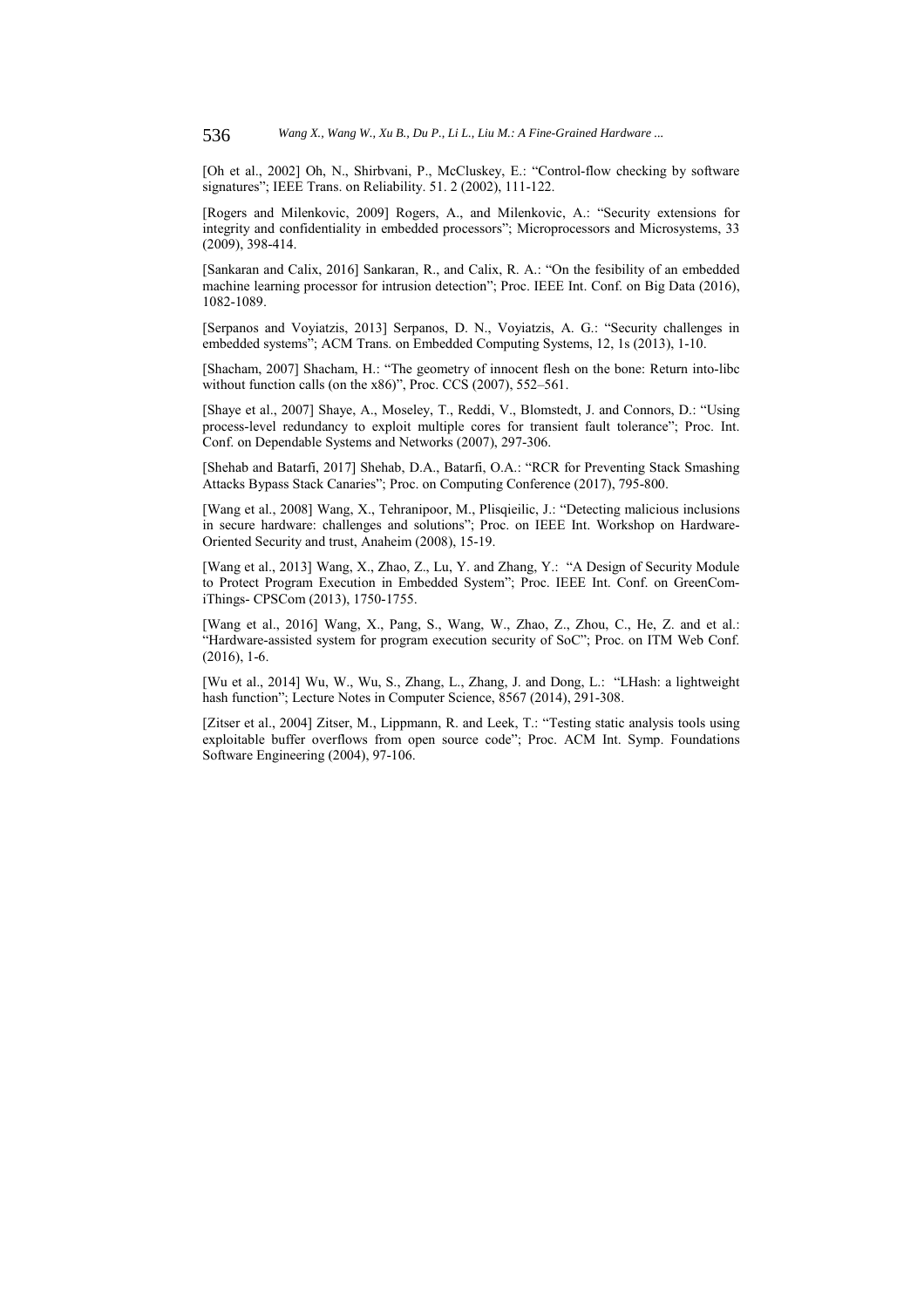[Oh et al., 2002] Oh, N., Shirbvani, P., McCluskey, E.: "Control-flow checking by software signatures"; IEEE Trans. on Reliability. 51. 2 (2002), 111-122.

[Rogers and Milenkovic, 2009] Rogers, A., and Milenkovic, A.: "Security extensions for integrity and confidentiality in embedded processors"; Microprocessors and Microsystems, 33 (2009), 398-414.

[Sankaran and Calix, 2016] Sankaran, R., and Calix, R. A.: "On the fesibility of an embedded machine learning processor for intrusion detection"; Proc. IEEE Int. Conf. on Big Data (2016), 1082-1089.

[Serpanos and Voyiatzis, 2013] Serpanos, D. N., Voyiatzis, A. G.: "Security challenges in embedded systems"; ACM Trans. on Embedded Computing Systems, 12, 1s (2013), 1-10.

[Shacham, 2007] Shacham, H.: "The geometry of innocent flesh on the bone: Return into-libc without function calls (on the x86)", Proc. CCS (2007), 552–561.

[Shaye et al., 2007] Shaye, A., Moseley, T., Reddi, V., Blomstedt, J. and Connors, D.: "Using process-level redundancy to exploit multiple cores for transient fault tolerance"; Proc. Int. Conf. on Dependable Systems and Networks (2007), 297-306.

[Shehab and Batarfi, 2017] Shehab, D.A., Batarfi, O.A.: "RCR for Preventing Stack Smashing Attacks Bypass Stack Canaries"; Proc. on Computing Conference (2017), 795-800.

[Wang et al., 2008] Wang, X., Tehranipoor, M., Plisqieilic, J.: "Detecting malicious inclusions in secure hardware: challenges and solutions"; Proc. on IEEE Int. Workshop on Hardware-Oriented Security and trust, Anaheim (2008), 15-19.

[Wang et al., 2013] Wang, X., Zhao, Z., Lu, Y. and Zhang, Y.: "A Design of Security Module to Protect Program Execution in Embedded System"; Proc. IEEE Int. Conf. on GreenCom-iThings- CPSCom (2013), 1750-1755.

[Wang et al., 2016] Wang, X., Pang, S., Wang, W., Zhao, Z., Zhou, C., He, Z. and et al.: "Hardware-assisted system for program execution security of SoC"; Proc. on ITM Web Conf. (2016), 1-6.

[Wu et al., 2014] Wu, W., Wu, S., Zhang, L., Zhang, J. and Dong, L.: "LHash: a lightweight hash function"; Lecture Notes in Computer Science, 8567 (2014), 291-308.

[Zitser et al., 2004] Zitser, M., Lippmann, R. and Leek, T.: "Testing static analysis tools using exploitable buffer overflows from open source code"; Proc. ACM Int. Symp. Foundations Software Engineering (2004), 97-106.